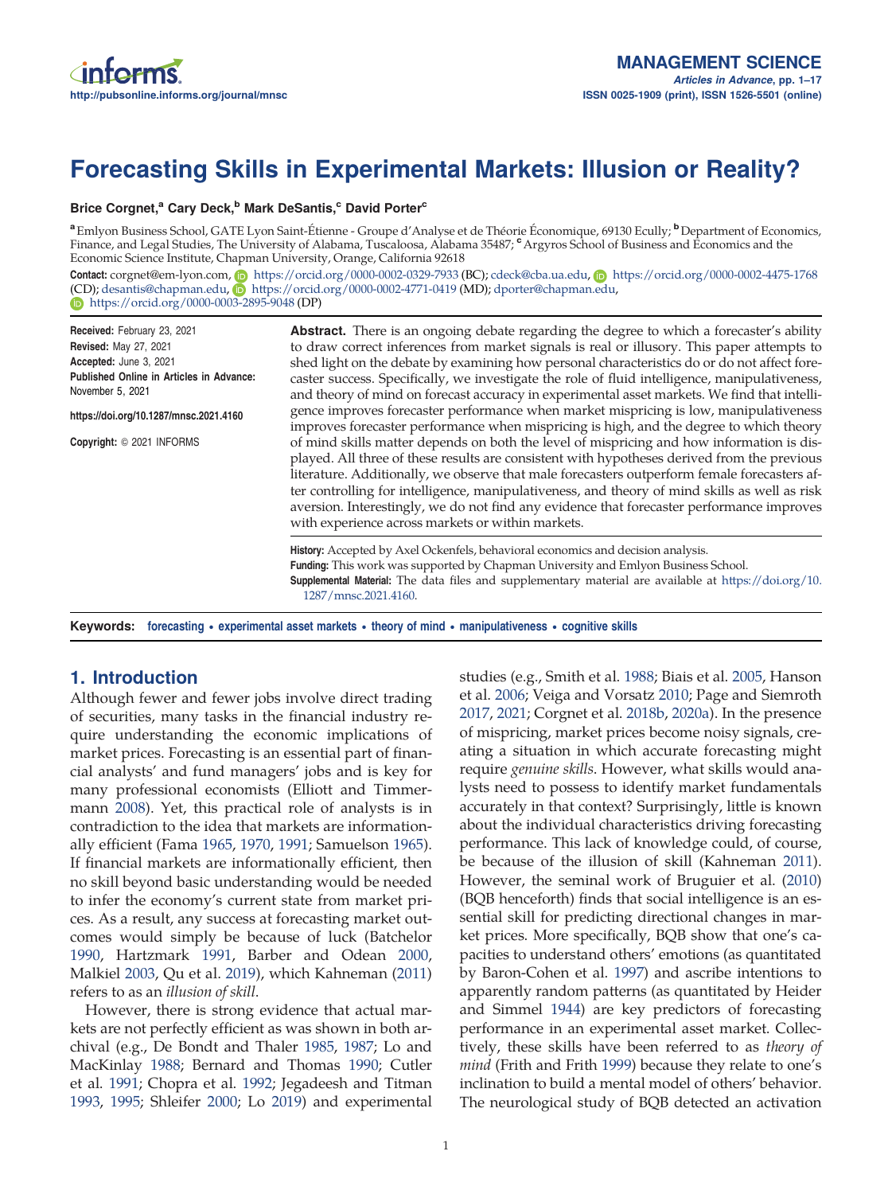# Forecasting Skills in Experimental Markets: Illusion or Reality?

**Brice Corgnet,[a] Cary Deck,[b] Mark DeSantis,[c] David Porter[c]**

[a] Emlyon Business School, GATE Lyon Saint-Étienne - Groupe d'Analyse et de Théorie Économique, 69130 Ecully; [b] Department of Economics, Finance, and Legal Studies, The University of Alabama, Tuscaloosa, Alabama 35487; [c] Argyros School of Business and Economics and the Economic Science Institute, Chapman University, Orange, California 92618

**Contact:** corgnet@em-lyon.com, https://orcid.org/0000-0002-0329-7933 (BC); cdeck@cba.ua.edu, https://orcid.org/0000-0002-4475-1768 (CD); desantis@chapman.edu, https://orcid.org/0000-0002-4771-0419 (MD); dporter@chapman.edu, https://orcid.org/0000-0003-2895-9048 (DP)

**Received:** February 23, 2021
**Revised:** May 27, 2021
**Accepted:** June 3, 2021
**Published Online in Articles in Advance:** November 5, 2021

https://doi.org/10.1287/mnsc.2021.4160

**Copyright:** © 2021 INFORMS

**Abstract.** There is an ongoing debate regarding the degree to which a forecaster's ability to draw correct inferences from market signals is real or illusory. This paper attempts to shed light on the debate by examining how personal characteristics do or do not affect forecaster success. Specifically, we investigate the role of fluid intelligence, manipulativeness, and theory of mind on forecast accuracy in experimental asset markets. We find that intelligence improves forecaster performance when market mispricing is low, manipulativeness improves forecaster performance when mispricing is high, and the degree to which theory of mind skills matter depends on both the level of mispricing and how information is displayed. All three of these results are consistent with hypotheses derived from the previous literature. Additionally, we observe that male forecasters outperform female forecasters after controlling for intelligence, manipulativeness, and theory of mind skills as well as risk aversion. Interestingly, we do not find any evidence that forecaster performance improves with experience across markets or within markets.

**History:** Accepted by Axel Ockenfels, behavioral economics and decision analysis.
**Funding:** This work was supported by Chapman University and Emlyon Business School.
**Supplemental Material:** The data files and supplementary material are available at https://doi.org/10.1287/mnsc.2021.4160.

**Keywords:** forecasting • experimental asset markets • theory of mind • manipulativeness • cognitive skills

## 1. Introduction

Although fewer and fewer jobs involve direct trading of securities, many tasks in the financial industry require understanding the economic implications of market prices. Forecasting is an essential part of financial analysts' and fund managers' jobs and is key for many professional economists (Elliott and Timmermann 2008). Yet, this practical role of analysts is in contradiction to the idea that markets are informationally efficient (Fama 1965, 1970, 1991; Samuelson 1965). If financial markets are informationally efficient, then no skill beyond basic understanding would be needed to infer the economy's current state from market prices. As a result, any success at forecasting market outcomes would simply be because of luck (Batchelor 1990, Hartzmark 1991, Barber and Odean 2000, Malkiel 2003, Qu et al. 2019), which Kahneman (2011) refers to as an *illusion of skill*.

However, there is strong evidence that actual markets are not perfectly efficient as was shown in both archival (e.g., De Bondt and Thaler 1985, 1987; Lo and MacKinlay 1988; Bernard and Thomas 1990; Cutler et al. 1991; Chopra et al. 1992; Jegadeesh and Titman 1993, 1995; Shleifer 2000; Lo 2019) and experimental studies (e.g., Smith et al. 1988; Biais et al. 2005, Hanson et al. 2006; Veiga and Vorsatz 2010; Page and Siemroth 2017, 2021; Corgnet et al. 2018b, 2020a). In the presence of mispricing, market prices become noisy signals, creating a situation in which accurate forecasting might require *genuine skills*. However, what skills would analysts need to possess to identify market fundamentals accurately in that context? Surprisingly, little is known about the individual characteristics driving forecasting performance. This lack of knowledge could, of course, be because of the illusion of skill (Kahneman 2011). However, the seminal work of Bruguier et al. (2010) (BQB henceforth) finds that social intelligence is an essential skill for predicting directional changes in market prices. More specifically, BQB show that one's capacities to understand others' emotions (as quantitated by Baron-Cohen et al. 1997) and ascribe intentions to apparently random patterns (as quantitated by Heider and Simmel 1944) are key predictors of forecasting performance in an experimental asset market. Collectively, these skills have been referred to as *theory of mind* (Frith and Frith 1999) because they relate to one's inclination to build a mental model of others' behavior. The neurological study of BQB detected an activation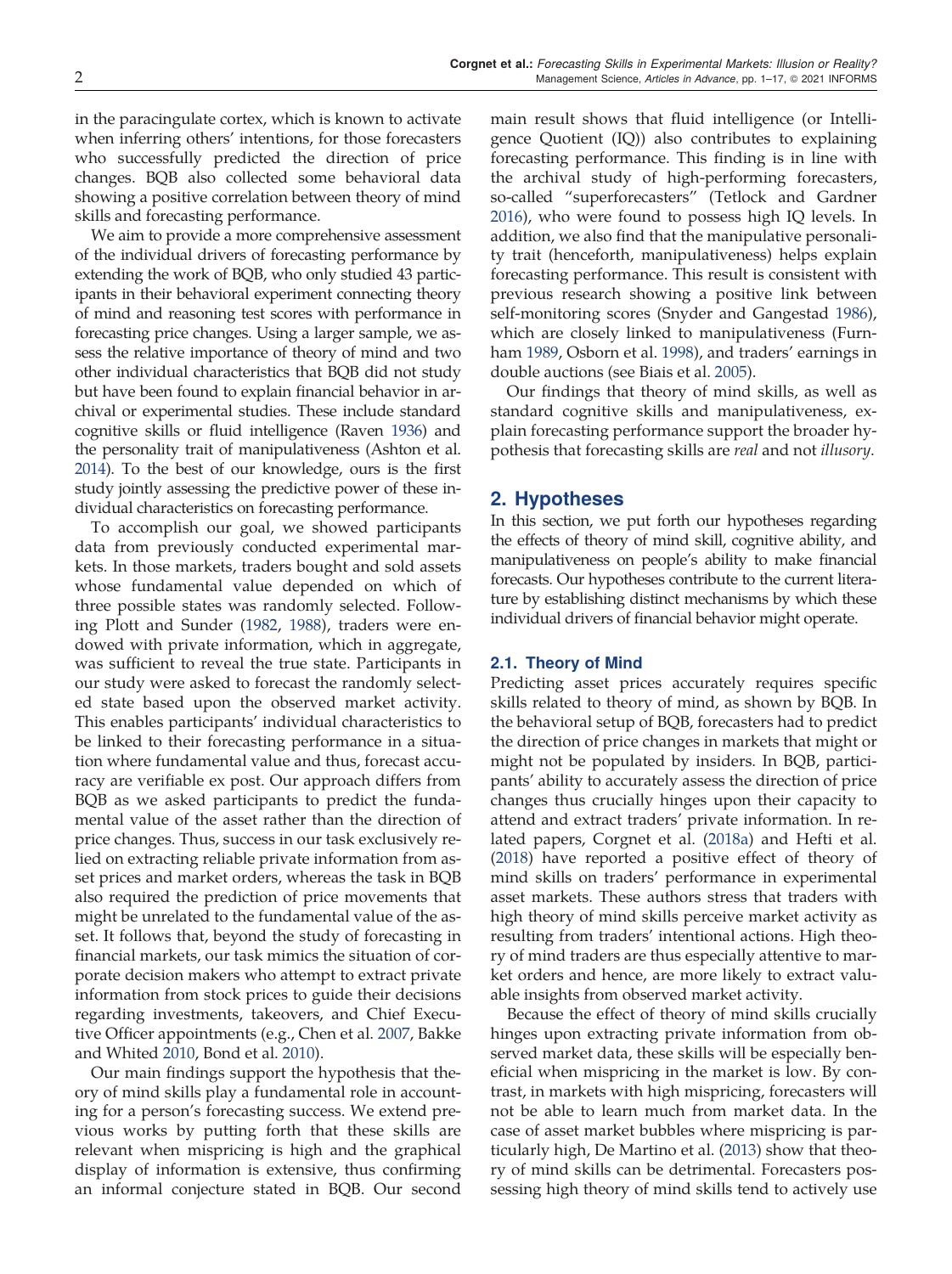in the paracingulate cortex, which is known to activate when inferring others' intentions, for those forecasters who successfully predicted the direction of price changes. BQB also collected some behavioral data showing a positive correlation between theory of mind skills and forecasting performance.

We aim to provide a more comprehensive assessment of the individual drivers of forecasting performance by extending the work of BQB, who only studied 43 participants in their behavioral experiment connecting theory of mind and reasoning test scores with performance in forecasting price changes. Using a larger sample, we assess the relative importance of theory of mind and two other individual characteristics that BQB did not study but have been found to explain financial behavior in archival or experimental studies. These include standard cognitive skills or fluid intelligence (Raven 1936) and the personality trait of manipulativeness (Ashton et al. 2014). To the best of our knowledge, ours is the first study jointly assessing the predictive power of these individual characteristics on forecasting performance.

To accomplish our goal, we showed participants data from previously conducted experimental markets. In those markets, traders bought and sold assets whose fundamental value depended on which of three possible states was randomly selected. Following Plott and Sunder (1982, 1988), traders were endowed with private information, which in aggregate, was sufficient to reveal the true state. Participants in our study were asked to forecast the randomly selected state based upon the observed market activity. This enables participants' individual characteristics to be linked to their forecasting performance in a situation where fundamental value and thus, forecast accuracy are verifiable ex post. Our approach differs from BQB as we asked participants to predict the fundamental value of the asset rather than the direction of price changes. Thus, success in our task exclusively relied on extracting reliable private information from asset prices and market orders, whereas the task in BQB also required the prediction of price movements that might be unrelated to the fundamental value of the asset. It follows that, beyond the study of forecasting in financial markets, our task mimics the situation of corporate decision makers who attempt to extract private information from stock prices to guide their decisions regarding investments, takeovers, and Chief Executive Officer appointments (e.g., Chen et al. 2007, Bakke and Whited 2010, Bond et al. 2010).

Our main findings support the hypothesis that theory of mind skills play a fundamental role in accounting for a person's forecasting success. We extend previous works by putting forth that these skills are relevant when mispricing is high and the graphical display of information is extensive, thus confirming an informal conjecture stated in BQB. Our second main result shows that fluid intelligence (or Intelligence Quotient (IQ)) also contributes to explaining forecasting performance. This finding is in line with the archival study of high-performing forecasters, so-called "superforecasters" (Tetlock and Gardner 2016), who were found to possess high IQ levels. In addition, we also find that the manipulative personality trait (henceforth, manipulativeness) helps explain forecasting performance. This result is consistent with previous research showing a positive link between self-monitoring scores (Snyder and Gangestad 1986), which are closely linked to manipulativeness (Furnham 1989, Osborn et al. 1998), and traders' earnings in double auctions (see Biais et al. 2005).

Our findings that theory of mind skills, as well as standard cognitive skills and manipulativeness, explain forecasting performance support the broader hypothesis that forecasting skills are *real* and not *illusory*.

## 2. Hypotheses

In this section, we put forth our hypotheses regarding the effects of theory of mind skill, cognitive ability, and manipulativeness on people's ability to make financial forecasts. Our hypotheses contribute to the current literature by establishing distinct mechanisms by which these individual drivers of financial behavior might operate.

### 2.1. Theory of Mind

Predicting asset prices accurately requires specific skills related to theory of mind, as shown by BQB. In the behavioral setup of BQB, forecasters had to predict the direction of price changes in markets that might or might not be populated by insiders. In BQB, participants' ability to accurately assess the direction of price changes thus crucially hinges upon their capacity to attend and extract traders' private information. In related papers, Corgnet et al. (2018a) and Hefti et al. (2018) have reported a positive effect of theory of mind skills on traders' performance in experimental asset markets. These authors stress that traders with high theory of mind skills perceive market activity as resulting from traders' intentional actions. High theory of mind traders are thus especially attentive to market orders and hence, are more likely to extract valuable insights from observed market activity.

Because the effect of theory of mind skills crucially hinges upon extracting private information from observed market data, these skills will be especially beneficial when mispricing in the market is low. By contrast, in markets with high mispricing, forecasters will not be able to learn much from market data. In the case of asset market bubbles where mispricing is particularly high, De Martino et al. (2013) show that theory of mind skills can be detrimental. Forecasters possessing high theory of mind skills tend to actively use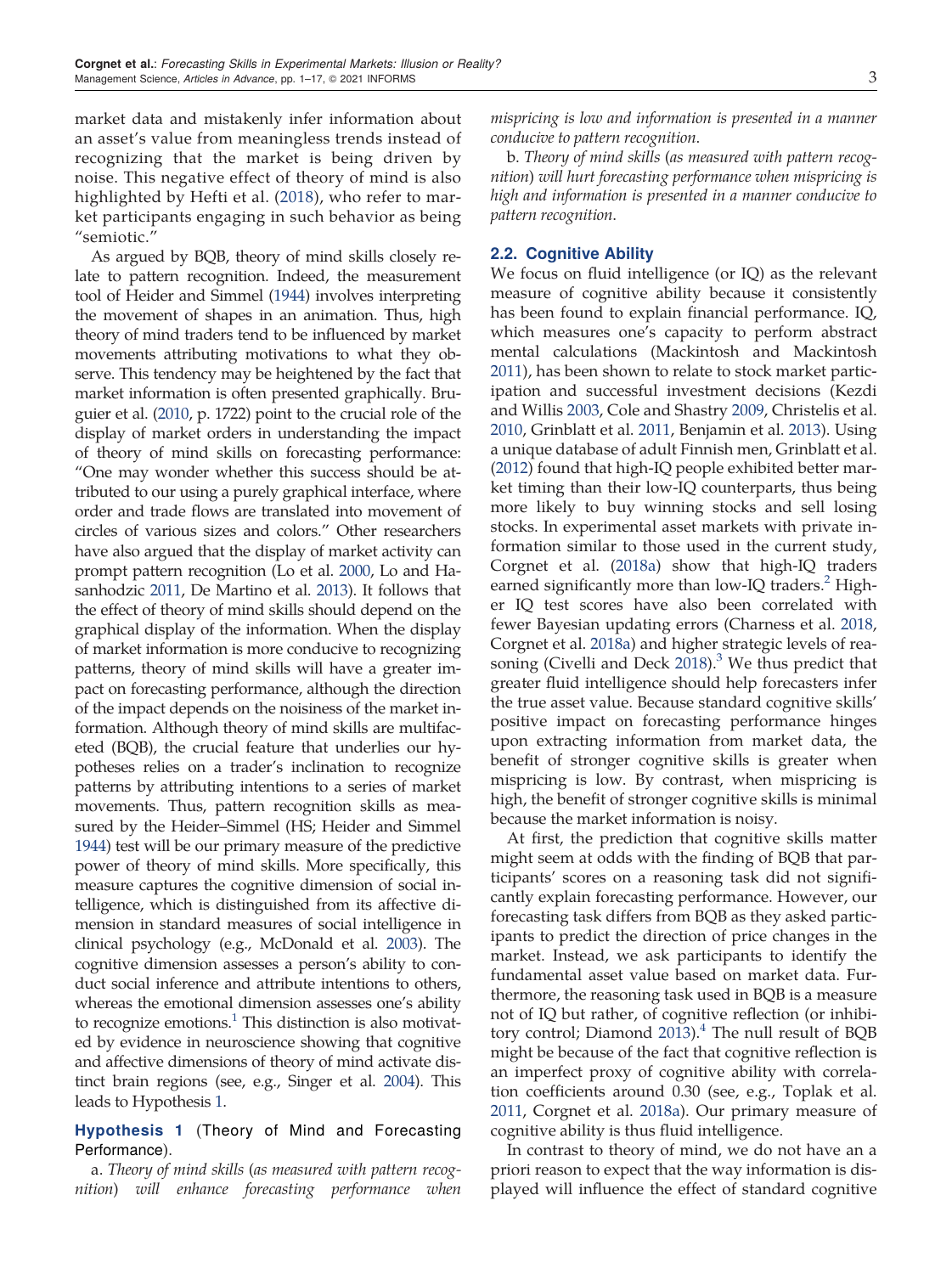market data and mistakenly infer information about an asset's value from meaningless trends instead of recognizing that the market is being driven by noise. This negative effect of theory of mind is also highlighted by Hefti et al. (2018), who refer to market participants engaging in such behavior as being "semiotic."

As argued by BQB, theory of mind skills closely relate to pattern recognition. Indeed, the measurement tool of Heider and Simmel (1944) involves interpreting the movement of shapes in an animation. Thus, high theory of mind traders tend to be influenced by market movements attributing motivations to what they observe. This tendency may be heightened by the fact that market information is often presented graphically. Bruguier et al. (2010, p. 1722) point to the crucial role of the display of market orders in understanding the impact of theory of mind skills on forecasting performance: "One may wonder whether this success should be attributed to our using a purely graphical interface, where order and trade flows are translated into movement of circles of various sizes and colors." Other researchers have also argued that the display of market activity can prompt pattern recognition (Lo et al. 2000, Lo and Hasanhodzic 2011, De Martino et al. 2013). It follows that the effect of theory of mind skills should depend on the graphical display of the information. When the display of market information is more conducive to recognizing patterns, theory of mind skills will have a greater impact on forecasting performance, although the direction of the impact depends on the noisiness of the market information. Although theory of mind skills are multifaceted (BQB), the crucial feature that underlies our hypotheses relies on a trader's inclination to recognize patterns by attributing intentions to a series of market movements. Thus, pattern recognition skills as measured by the Heider–Simmel (HS; Heider and Simmel 1944) test will be our primary measure of the predictive power of theory of mind skills. More specifically, this measure captures the cognitive dimension of social intelligence, which is distinguished from its affective dimension in standard measures of social intelligence in clinical psychology (e.g., McDonald et al. 2003). The cognitive dimension assesses a person's ability to conduct social inference and attribute intentions to others, whereas the emotional dimension assesses one's ability to recognize emotions.[1] This distinction is also motivated by evidence in neuroscience showing that cognitive and affective dimensions of theory of mind activate distinct brain regions (see, e.g., Singer et al. 2004). This leads to Hypothesis 1.

**Hypothesis 1** (Theory of Mind and Forecasting Performance).

a. *Theory of mind skills (as measured with pattern recognition) will enhance forecasting performance when mispricing is low and information is presented in a manner conducive to pattern recognition.*

b. *Theory of mind skills (as measured with pattern recognition) will hurt forecasting performance when mispricing is high and information is presented in a manner conducive to pattern recognition.*

### 2.2. Cognitive Ability

We focus on fluid intelligence (or IQ) as the relevant measure of cognitive ability because it consistently has been found to explain financial performance. IQ, which measures one's capacity to perform abstract mental calculations (Mackintosh and Mackintosh 2011), has been shown to relate to stock market participation and successful investment decisions (Kezdi and Willis 2003, Cole and Shastry 2009, Christelis et al. 2010, Grinblatt et al. 2011, Benjamin et al. 2013). Using a unique database of adult Finnish men, Grinblatt et al. (2012) found that high-IQ people exhibited better market timing than their low-IQ counterparts, thus being more likely to buy winning stocks and sell losing stocks. In experimental asset markets with private information similar to those used in the current study, Corgnet et al. (2018a) show that high-IQ traders earned significantly more than low-IQ traders.[2] Higher IQ test scores have also been correlated with fewer Bayesian updating errors (Charness et al. 2018, Corgnet et al. 2018a) and higher strategic levels of reasoning (Civelli and Deck 2018).[3] We thus predict that greater fluid intelligence should help forecasters infer the true asset value. Because standard cognitive skills' positive impact on forecasting performance hinges upon extracting information from market data, the benefit of stronger cognitive skills is greater when mispricing is low. By contrast, when mispricing is high, the benefit of stronger cognitive skills is minimal because the market information is noisy.

At first, the prediction that cognitive skills matter might seem at odds with the finding of BQB that participants' scores on a reasoning task did not significantly explain forecasting performance. However, our forecasting task differs from BQB as they asked participants to predict the direction of price changes in the market. Instead, we ask participants to identify the fundamental asset value based on market data. Furthermore, the reasoning task used in BQB is a measure not of IQ but rather, of cognitive reflection (or inhibitory control; Diamond 2013).[4] The null result of BQB might be because of the fact that cognitive reflection is an imperfect proxy of cognitive ability with correlation coefficients around 0.30 (see, e.g., Toplak et al. 2011, Corgnet et al. 2018a). Our primary measure of cognitive ability is thus fluid intelligence.

In contrast to theory of mind, we do not have an a priori reason to expect that the way information is displayed will influence the effect of standard cognitive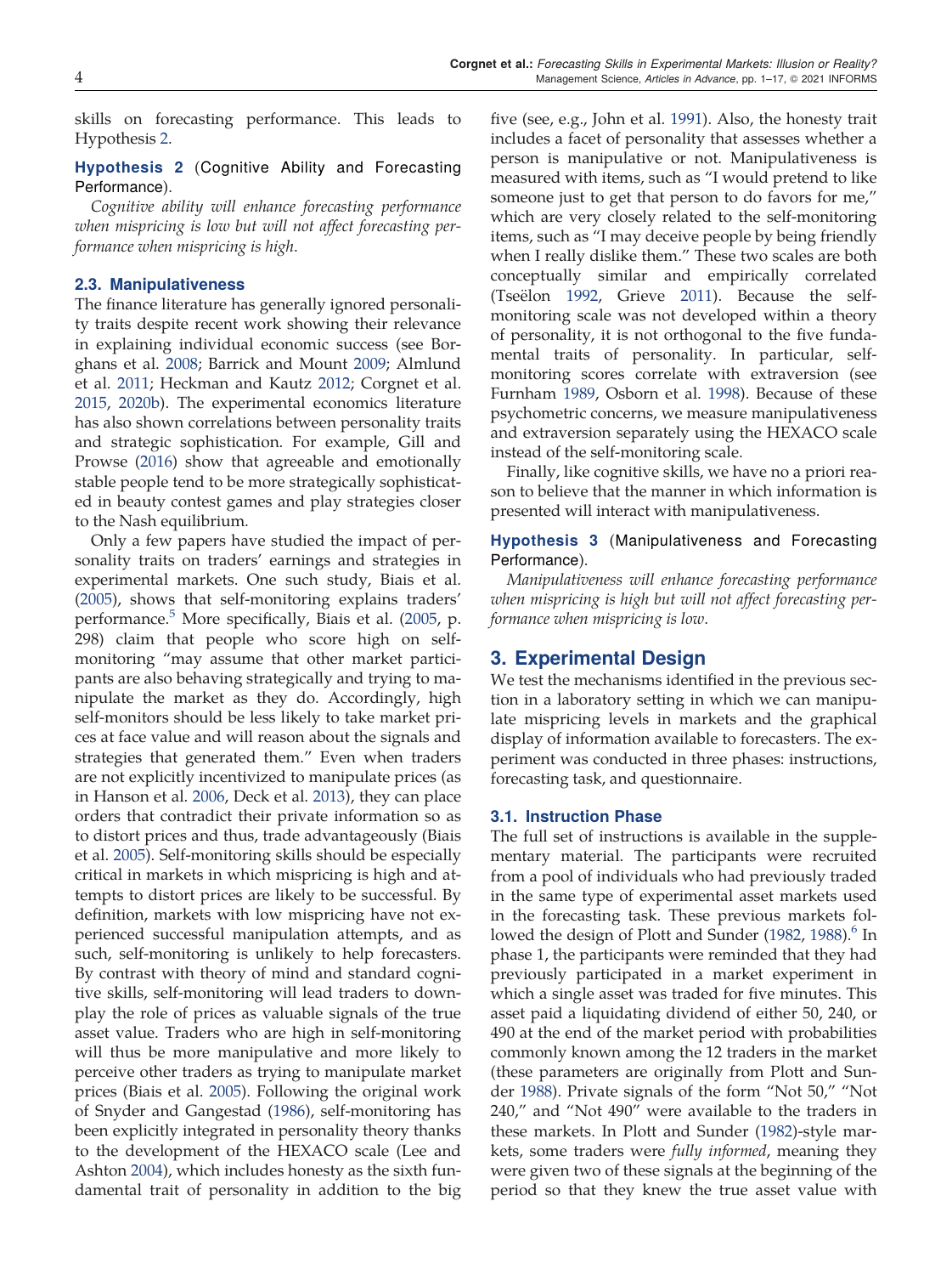skills on forecasting performance. This leads to Hypothesis 2.

**Hypothesis 2** (Cognitive Ability and Forecasting Performance).

*Cognitive ability will enhance forecasting performance when mispricing is low but will not affect forecasting performance when mispricing is high.*

### 2.3. Manipulativeness

The finance literature has generally ignored personality traits despite recent work showing their relevance in explaining individual economic success (see Borghans et al. 2008; Barrick and Mount 2009; Almlund et al. 2011; Heckman and Kautz 2012; Corgnet et al. 2015, 2020b). The experimental economics literature has also shown correlations between personality traits and strategic sophistication. For example, Gill and Prowse (2016) show that agreeable and emotionally stable people tend to be more strategically sophisticated in beauty contest games and play strategies closer to the Nash equilibrium.

Only a few papers have studied the impact of personality traits on traders' earnings and strategies in experimental markets. One such study, Biais et al. (2005), shows that self-monitoring explains traders' performance.[5] More specifically, Biais et al. (2005, p. 298) claim that people who score high on self-monitoring "may assume that other market participants are also behaving strategically and trying to manipulate the market as they do. Accordingly, high self-monitors should be less likely to take market prices at face value and will reason about the signals and strategies that generated them." Even when traders are not explicitly incentivized to manipulate prices (as in Hanson et al. 2006, Deck et al. 2013), they can place orders that contradict their private information so as to distort prices and thus, trade advantageously (Biais et al. 2005). Self-monitoring skills should be especially critical in markets in which mispricing is high and attempts to distort prices are likely to be successful. By definition, markets with low mispricing have not experienced successful manipulation attempts, and as such, self-monitoring is unlikely to help forecasters. By contrast with theory of mind and standard cognitive skills, self-monitoring will lead traders to downplay the role of prices as valuable signals of the true asset value. Traders who are high in self-monitoring will thus be more manipulative and more likely to perceive other traders as trying to manipulate market prices (Biais et al. 2005). Following the original work of Snyder and Gangestad (1986), self-monitoring has been explicitly integrated in personality theory thanks to the development of the HEXACO scale (Lee and Ashton 2004), which includes honesty as the sixth fundamental trait of personality in addition to the big five (see, e.g., John et al. 1991). Also, the honesty trait includes a facet of personality that assesses whether a person is manipulative or not. Manipulativeness is measured with items, such as "I would pretend to like someone just to get that person to do favors for me," which are very closely related to the self-monitoring items, such as "I may deceive people by being friendly when I really dislike them." These two scales are both conceptually similar and empirically correlated (Tseëlon 1992, Grieve 2011). Because the self-monitoring scale was not developed within a theory of personality, it is not orthogonal to the five fundamental traits of personality. In particular, self-monitoring scores correlate with extraversion (see Furnham 1989, Osborn et al. 1998). Because of these psychometric concerns, we measure manipulativeness and extraversion separately using the HEXACO scale instead of the self-monitoring scale.

Finally, like cognitive skills, we have no a priori reason to believe that the manner in which information is presented will interact with manipulativeness.

**Hypothesis 3** (Manipulativeness and Forecasting Performance).

*Manipulativeness will enhance forecasting performance when mispricing is high but will not affect forecasting performance when mispricing is low.*

## 3. Experimental Design

We test the mechanisms identified in the previous section in a laboratory setting in which we can manipulate mispricing levels in markets and the graphical display of information available to forecasters. The experiment was conducted in three phases: instructions, forecasting task, and questionnaire.

### 3.1. Instruction Phase

The full set of instructions is available in the supplementary material. The participants were recruited from a pool of individuals who had previously traded in the same type of experimental asset markets used in the forecasting task. These previous markets followed the design of Plott and Sunder (1982, 1988).[6] In phase 1, the participants were reminded that they had previously participated in a market experiment in which a single asset was traded for five minutes. This asset paid a liquidating dividend of either 50, 240, or 490 at the end of the market period with probabilities commonly known among the 12 traders in the market (these parameters are originally from Plott and Sunder 1988). Private signals of the form "Not 50," "Not 240," and "Not 490" were available to the traders in these markets. In Plott and Sunder (1982)-style markets, some traders were *fully informed*, meaning they were given two of these signals at the beginning of the period so that they knew the true asset value with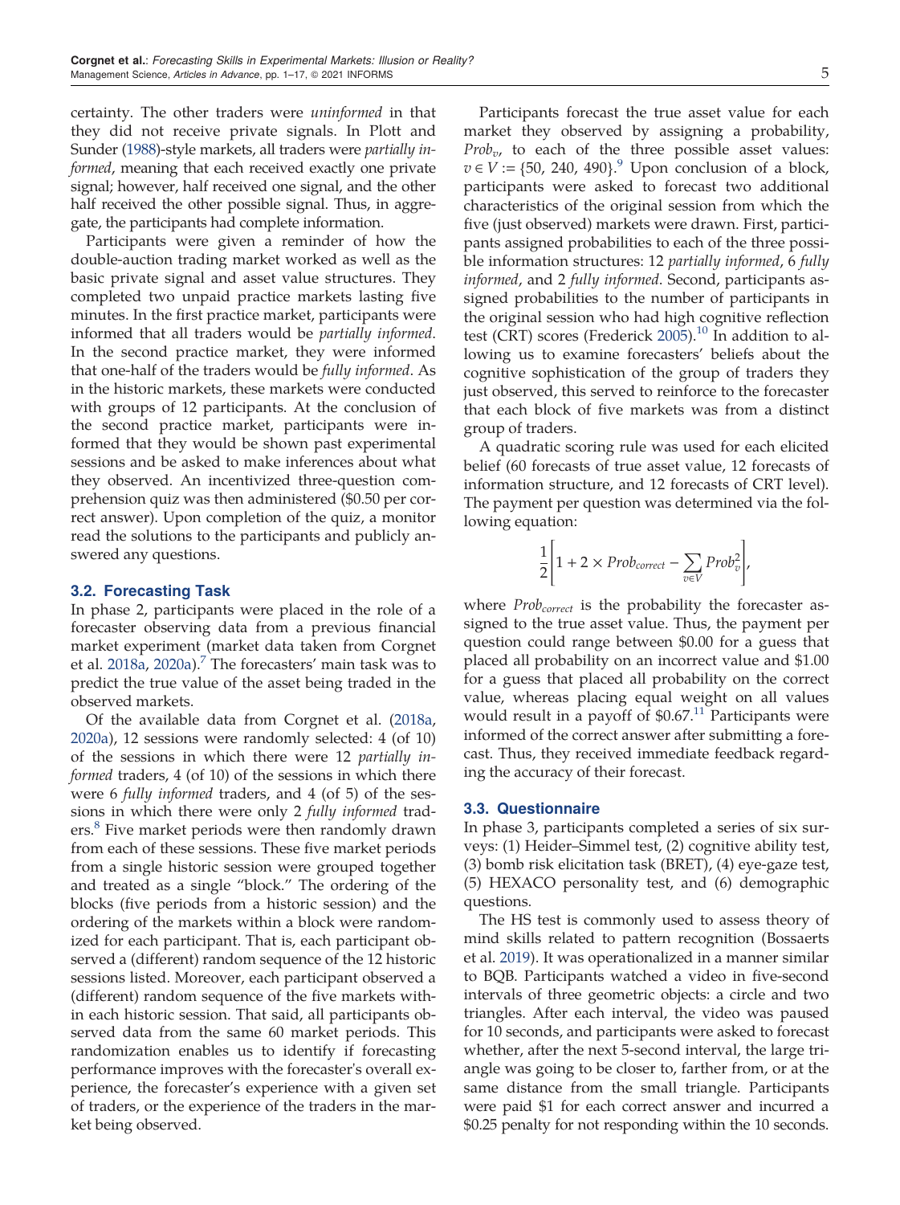certainty. The other traders were *uninformed* in that they did not receive private signals. In Plott and Sunder (1988)-style markets, all traders were *partially informed*, meaning that each received exactly one private signal; however, half received one signal, and the other half received the other possible signal. Thus, in aggregate, the participants had complete information.

Participants were given a reminder of how the double-auction trading market worked as well as the basic private signal and asset value structures. They completed two unpaid practice markets lasting five minutes. In the first practice market, participants were informed that all traders would be *partially informed*. In the second practice market, they were informed that one-half of the traders would be *fully informed*. As in the historic markets, these markets were conducted with groups of 12 participants. At the conclusion of the second practice market, participants were informed that they would be shown past experimental sessions and be asked to make inferences about what they observed. An incentivized three-question comprehension quiz was then administered ($0.50 per correct answer). Upon completion of the quiz, a monitor read the solutions to the participants and publicly answered any questions.

### 3.2. Forecasting Task

In phase 2, participants were placed in the role of a forecaster observing data from a previous financial market experiment (market data taken from Corgnet et al. 2018a, 2020a).[7] The forecasters' main task was to predict the true value of the asset being traded in the observed markets.

Of the available data from Corgnet et al. (2018a, 2020a), 12 sessions were randomly selected: 4 (of 10) of the sessions in which there were 12 *partially informed* traders, 4 (of 10) of the sessions in which there were 6 *fully informed* traders, and 4 (of 5) of the sessions in which there were only 2 *fully informed* traders.[8] Five market periods were then randomly drawn from each of these sessions. These five market periods from a single historic session were grouped together and treated as a single "block." The ordering of the blocks (five periods from a historic session) and the ordering of the markets within a block were randomized for each participant. That is, each participant observed a (different) random sequence of the 12 historic sessions listed. Moreover, each participant observed a (different) random sequence of the five markets within each historic session. That said, all participants observed data from the same 60 market periods. This randomization enables us to identify if forecasting performance improves with the forecaster's overall experience, the forecaster's experience with a given set of traders, or the experience of the traders in the market being observed.

Participants forecast the true asset value for each market they observed by assigning a probability, $Prob_v$, to each of the three possible asset values: $v \in V := \{50, 240, 490\}$.[9] Upon conclusion of a block, participants were asked to forecast two additional characteristics of the original session from which the five (just observed) markets were drawn. First, participants assigned probabilities to each of the three possible information structures: 12 *partially informed*, 6 *fully informed*, and 2 *fully informed*. Second, participants assigned probabilities to the number of participants in the original session who had high cognitive reflection test (CRT) scores (Frederick 2005).[10] In addition to allowing us to examine forecasters' beliefs about the cognitive sophistication of the group of traders they just observed, this served to reinforce to the forecaster that each block of five markets was from a distinct group of traders.

A quadratic scoring rule was used for each elicited belief (60 forecasts of true asset value, 12 forecasts of information structure, and 12 forecasts of CRT level). The payment per question was determined via the following equation:

$$\frac{1}{2}\left[1 + 2 \times Prob_{correct} - \sum_{v \in V} Prob_v^2\right],$$

where $Prob_{correct}$ is the probability the forecaster assigned to the true asset value. Thus, the payment per question could range between $0.00 for a guess that placed all probability on an incorrect value and $1.00 for a guess that placed all probability on the correct value, whereas placing equal weight on all values would result in a payoff of $0.67.[11] Participants were informed of the correct answer after submitting a forecast. Thus, they received immediate feedback regarding the accuracy of their forecast.

### 3.3. Questionnaire

In phase 3, participants completed a series of six surveys: (1) Heider–Simmel test, (2) cognitive ability test, (3) bomb risk elicitation task (BRET), (4) eye-gaze test, (5) HEXACO personality test, and (6) demographic questions.

The HS test is commonly used to assess theory of mind skills related to pattern recognition (Bossaerts et al. 2019). It was operationalized in a manner similar to BQB. Participants watched a video in five-second intervals of three geometric objects: a circle and two triangles. After each interval, the video was paused for 10 seconds, and participants were asked to forecast whether, after the next 5-second interval, the large triangle was going to be closer to, farther from, or at the same distance from the small triangle. Participants were paid $1 for each correct answer and incurred a $0.25 penalty for not responding within the 10 seconds.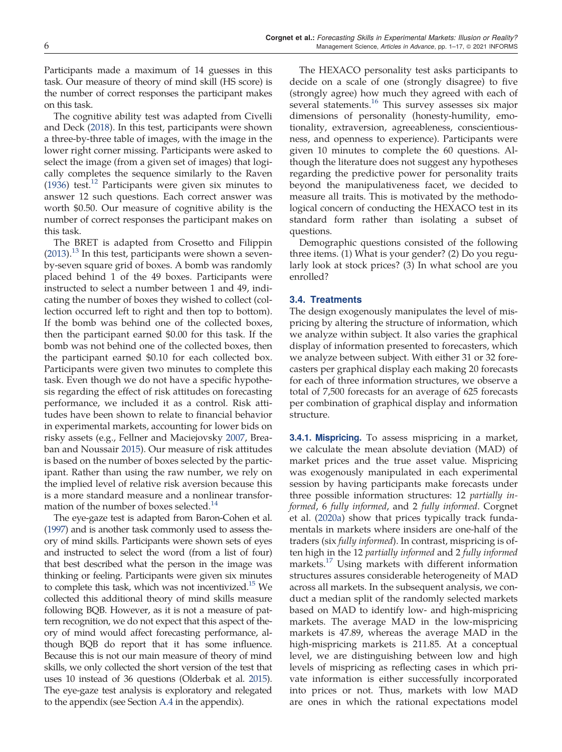Participants made a maximum of 14 guesses in this task. Our measure of theory of mind skill (HS score) is the number of correct responses the participant makes on this task.

The cognitive ability test was adapted from Civelli and Deck (2018). In this test, participants were shown a three-by-three table of images, with the image in the lower right corner missing. Participants were asked to select the image (from a given set of images) that logically completes the sequence similarly to the Raven (1936) test.[12] Participants were given six minutes to answer 12 such questions. Each correct answer was worth \$0.50. Our measure of cognitive ability is the number of correct responses the participant makes on this task.

The BRET is adapted from Crosetto and Filippin (2013).[13] In this test, participants were shown a seven-by-seven square grid of boxes. A bomb was randomly placed behind 1 of the 49 boxes. Participants were instructed to select a number between 1 and 49, indicating the number of boxes they wished to collect (collection occurred left to right and then top to bottom). If the bomb was behind one of the collected boxes, then the participant earned \$0.00 for this task. If the bomb was not behind one of the collected boxes, then the participant earned \$0.10 for each collected box. Participants were given two minutes to complete this task. Even though we do not have a specific hypothesis regarding the effect of risk attitudes on forecasting performance, we included it as a control. Risk attitudes have been shown to relate to financial behavior in experimental markets, accounting for lower bids on risky assets (e.g., Fellner and Maciejovsky 2007, Breaban and Noussair 2015). Our measure of risk attitudes is based on the number of boxes selected by the participant. Rather than using the raw number, we rely on the implied level of relative risk aversion because this is a more standard measure and a nonlinear transformation of the number of boxes selected.[14]

The eye-gaze test is adapted from Baron-Cohen et al. (1997) and is another task commonly used to assess theory of mind skills. Participants were shown sets of eyes and instructed to select the word (from a list of four) that best described what the person in the image was thinking or feeling. Participants were given six minutes to complete this task, which was not incentivized.[15] We collected this additional theory of mind skills measure following BQB. However, as it is not a measure of pattern recognition, we do not expect that this aspect of theory of mind would affect forecasting performance, although BQB do report that it has some influence. Because this is not our main measure of theory of mind skills, we only collected the short version of the test that uses 10 instead of 36 questions (Olderbak et al. 2015). The eye-gaze test analysis is exploratory and relegated to the appendix (see Section A.4 in the appendix).

The HEXACO personality test asks participants to decide on a scale of one (strongly disagree) to five (strongly agree) how much they agreed with each of several statements.[16] This survey assesses six major dimensions of personality (honesty-humility, emotionality, extraversion, agreeableness, conscientiousness, and openness to experience). Participants were given 10 minutes to complete the 60 questions. Although the literature does not suggest any hypotheses regarding the predictive power for personality traits beyond the manipulativeness facet, we decided to measure all traits. This is motivated by the methodological concern of conducting the HEXACO test in its standard form rather than isolating a subset of questions.

Demographic questions consisted of the following three items. (1) What is your gender? (2) Do you regularly look at stock prices? (3) In what school are you enrolled?

### 3.4. Treatments

The design exogenously manipulates the level of mispricing by altering the structure of information, which we analyze within subject. It also varies the graphical display of information presented to forecasters, which we analyze between subject. With either 31 or 32 forecasters per graphical display each making 20 forecasts for each of three information structures, we observe a total of 7,500 forecasts for an average of 625 forecasts per combination of graphical display and information structure.

**3.4.1. Mispricing.** To assess mispricing in a market, we calculate the mean absolute deviation (MAD) of market prices and the true asset value. Mispricing was exogenously manipulated in each experimental session by having participants make forecasts under three possible information structures: 12 *partially informed*, 6 *fully informed*, and 2 *fully informed*. Corgnet et al. (2020a) show that prices typically track fundamentals in markets where insiders are one-half of the traders (six *fully informed*). In contrast, mispricing is often high in the 12 *partially informed* and 2 *fully informed* markets.[17] Using markets with different information structures assures considerable heterogeneity of MAD across all markets. In the subsequent analysis, we conduct a median split of the randomly selected markets based on MAD to identify low- and high-mispricing markets. The average MAD in the low-mispricing markets is 47.89, whereas the average MAD in the high-mispricing markets is 211.85. At a conceptual level, we are distinguishing between low and high levels of mispricing as reflecting cases in which private information is either successfully incorporated into prices or not. Thus, markets with low MAD are ones in which the rational expectations model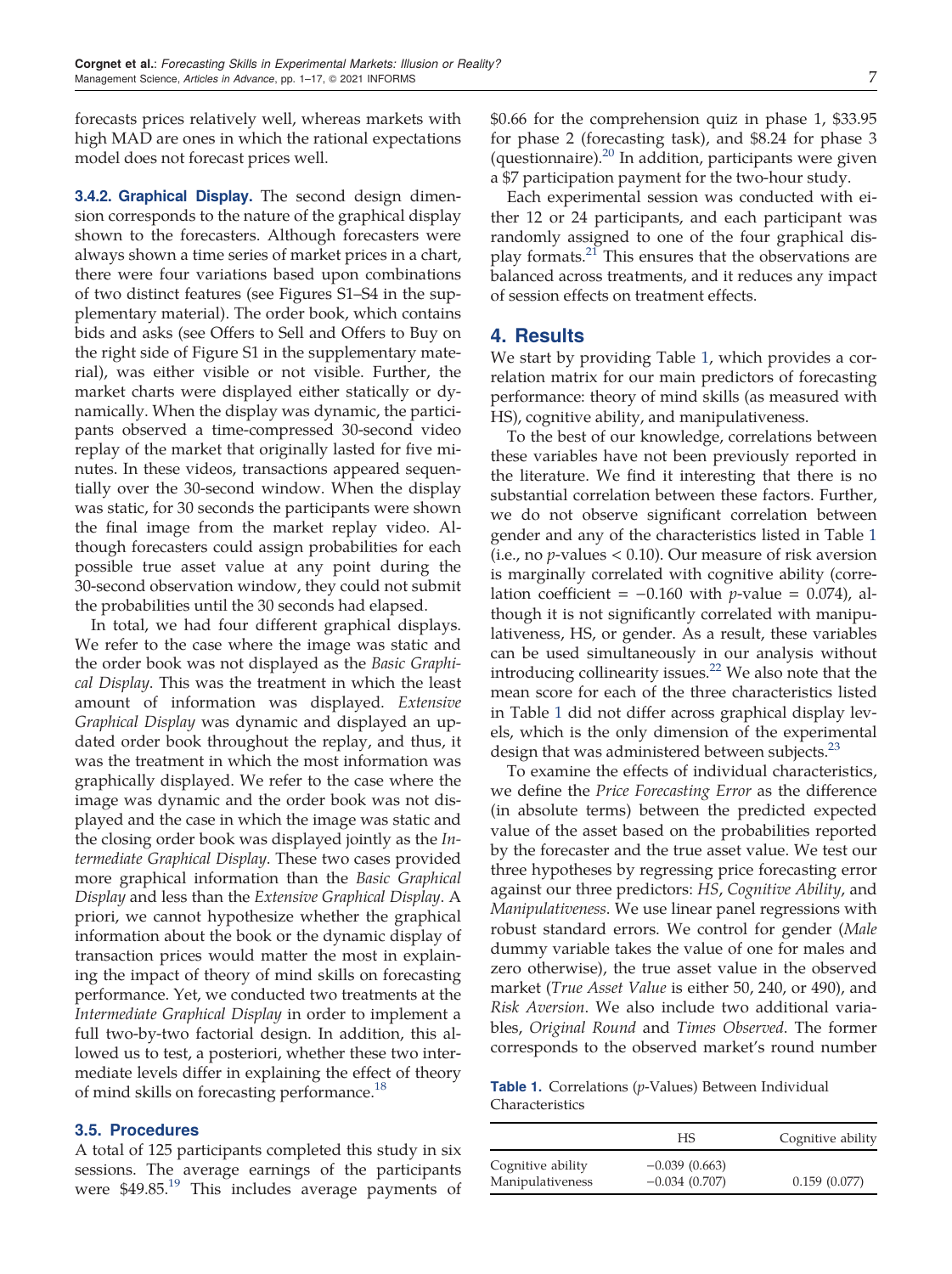forecasts prices relatively well, whereas markets with high MAD are ones in which the rational expectations model does not forecast prices well.

#### 3.4.2. Graphical Display.

The second design dimension corresponds to the nature of the graphical display shown to the forecasters. Although forecasters were always shown a time series of market prices in a chart, there were four variations based upon combinations of two distinct features (see Figures S1–S4 in the supplementary material). The order book, which contains bids and asks (see Offers to Sell and Offers to Buy on the right side of Figure S1 in the supplementary material), was either visible or not visible. Further, the market charts were displayed either statically or dynamically. When the display was dynamic, the participants observed a time-compressed 30-second video replay of the market that originally lasted for five minutes. In these videos, transactions appeared sequentially over the 30-second window. When the display was static, for 30 seconds the participants were shown the final image from the market replay video. Although forecasters could assign probabilities for each possible true asset value at any point during the 30-second observation window, they could not submit the probabilities until the 30 seconds had elapsed.

In total, we had four different graphical displays. We refer to the case where the image was static and the order book was not displayed as the *Basic Graphical Display*. This was the treatment in which the least amount of information was displayed. *Extensive Graphical Display* was dynamic and displayed an updated order book throughout the replay, and thus, it was the treatment in which the most information was graphically displayed. We refer to the case where the image was dynamic and the order book was not displayed and the case in which the image was static and the closing order book was displayed jointly as the *Intermediate Graphical Display*. These two cases provided more graphical information than the *Basic Graphical Display* and less than the *Extensive Graphical Display*. A priori, we cannot hypothesize whether the graphical information about the book or the dynamic display of transaction prices would matter the most in explaining the impact of theory of mind skills on forecasting performance. Yet, we conducted two treatments at the *Intermediate Graphical Display* in order to implement a full two-by-two factorial design. In addition, this allowed us to test, a posteriori, whether these two intermediate levels differ in explaining the effect of theory of mind skills on forecasting performance.[18]

### 3.5. Procedures

A total of 125 participants completed this study in six sessions. The average earnings of the participants were $49.85.[19] This includes average payments of $0.66 for the comprehension quiz in phase 1, $33.95 for phase 2 (forecasting task), and $8.24 for phase 3 (questionnaire).[20] In addition, participants were given a $7 participation payment for the two-hour study.

Each experimental session was conducted with either 12 or 24 participants, and each participant was randomly assigned to one of the four graphical display formats.[21] This ensures that the observations are balanced across treatments, and it reduces any impact of session effects on treatment effects.

## 4. Results

We start by providing Table 1, which provides a correlation matrix for our main predictors of forecasting performance: theory of mind skills (as measured with HS), cognitive ability, and manipulativeness.

To the best of our knowledge, correlations between these variables have not been previously reported in the literature. We find it interesting that there is no substantial correlation between these factors. Further, we do not observe significant correlation between gender and any of the characteristics listed in Table 1 (i.e., no $p$-values $< 0.10$). Our measure of risk aversion is marginally correlated with cognitive ability (correlation coefficient $= -0.160$ with $p$-value $= 0.074$), although it is not significantly correlated with manipulativeness, HS, or gender. As a result, these variables can be used simultaneously in our analysis without introducing collinearity issues.[22] We also note that the mean score for each of the three characteristics listed in Table 1 did not differ across graphical display levels, which is the only dimension of the experimental design that was administered between subjects.[23]

To examine the effects of individual characteristics, we define the *Price Forecasting Error* as the difference (in absolute terms) between the predicted expected value of the asset based on the probabilities reported by the forecaster and the true asset value. We test our three hypotheses by regressing price forecasting error against our three predictors: *HS*, *Cognitive Ability*, and *Manipulativeness*. We use linear panel regressions with robust standard errors. We control for gender (*Male* dummy variable takes the value of one for males and zero otherwise), the true asset value in the observed market (*True Asset Value* is either 50, 240, or 490), and *Risk Aversion*. We also include two additional variables, *Original Round* and *Times Observed*. The former corresponds to the observed market's round number

**Table 1.** Correlations ($p$-Values) Between Individual Characteristics

| | HS | Cognitive ability |
|---|---|---|
| Cognitive ability | −0.039 (0.663) | |
| Manipulativeness | −0.034 (0.707) | 0.159 (0.077) |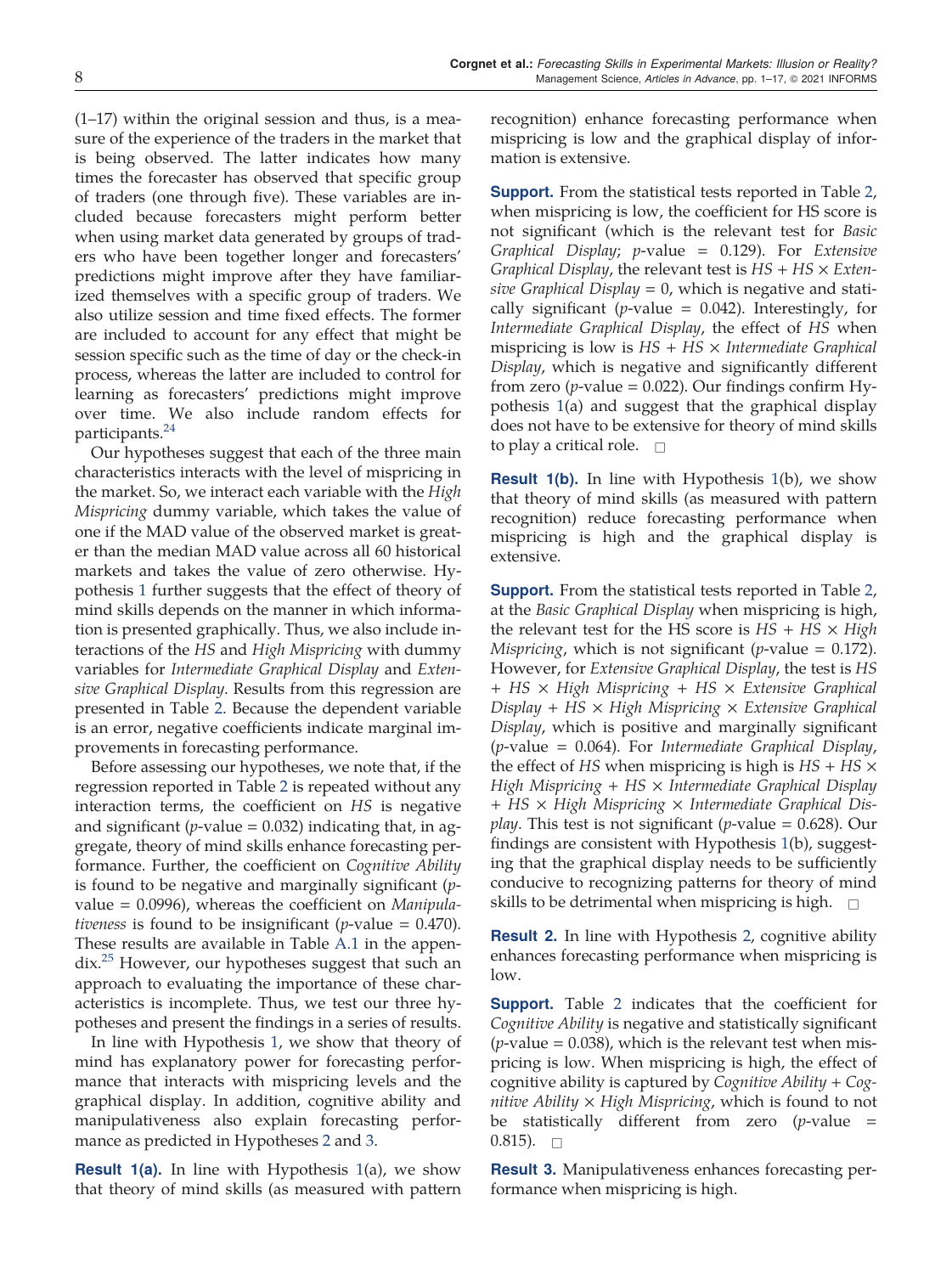(1–17) within the original session and thus, is a measure of the experience of the traders in the market that is being observed. The latter indicates how many times the forecaster has observed that specific group of traders (one through five). These variables are included because forecasters might perform better when using market data generated by groups of traders who have been together longer and forecasters' predictions might improve after they have familiarized themselves with a specific group of traders. We also utilize session and time fixed effects. The former are included to account for any effect that might be session specific such as the time of day or the check-in process, whereas the latter are included to control for learning as forecasters' predictions might improve over time. We also include random effects for participants.[24]

Our hypotheses suggest that each of the three main characteristics interacts with the level of mispricing in the market. So, we interact each variable with the *High Mispricing* dummy variable, which takes the value of one if the MAD value of the observed market is greater than the median MAD value across all 60 historical markets and takes the value of zero otherwise. Hypothesis 1 further suggests that the effect of theory of mind skills depends on the manner in which information is presented graphically. Thus, we also include interactions of the *HS* and *High Mispricing* with dummy variables for *Intermediate Graphical Display* and *Extensive Graphical Display*. Results from this regression are presented in Table 2. Because the dependent variable is an error, negative coefficients indicate marginal improvements in forecasting performance.

Before assessing our hypotheses, we note that, if the regression reported in Table 2 is repeated without any interaction terms, the coefficient on *HS* is negative and significant ($p$-value = 0.032) indicating that, in aggregate, theory of mind skills enhance forecasting performance. Further, the coefficient on *Cognitive Ability* is found to be negative and marginally significant ($p$-value = 0.0996), whereas the coefficient on *Manipulativeness* is found to be insignificant ($p$-value = 0.470). These results are available in Table A.1 in the appendix.[25] However, our hypotheses suggest that such an approach to evaluating the importance of these characteristics is incomplete. Thus, we test our three hypotheses and present the findings in a series of results.

In line with Hypothesis 1, we show that theory of mind has explanatory power for forecasting performance that interacts with mispricing levels and the graphical display. In addition, cognitive ability and manipulativeness also explain forecasting performance as predicted in Hypotheses 2 and 3.

**Result 1(a).** In line with Hypothesis 1(a), we show that theory of mind skills (as measured with pattern recognition) enhance forecasting performance when mispricing is low and the graphical display of information is extensive.

**Support.** From the statistical tests reported in Table 2, when mispricing is low, the coefficient for HS score is not significant (which is the relevant test for *Basic Graphical Display*; $p$-value = 0.129). For *Extensive Graphical Display*, the relevant test is *HS* + *HS* × *Extensive Graphical Display* = 0, which is negative and statically significant ($p$-value = 0.042). Interestingly, for *Intermediate Graphical Display*, the effect of *HS* when mispricing is low is *HS* + *HS* × *Intermediate Graphical Display*, which is negative and significantly different from zero ($p$-value = 0.022). Our findings confirm Hypothesis 1(a) and suggest that the graphical display does not have to be extensive for theory of mind skills to play a critical role. □

**Result 1(b).** In line with Hypothesis 1(b), we show that theory of mind skills (as measured with pattern recognition) reduce forecasting performance when mispricing is high and the graphical display is extensive.

**Support.** From the statistical tests reported in Table 2, at the *Basic Graphical Display* when mispricing is high, the relevant test for the HS score is *HS* + *HS* × *High Mispricing*, which is not significant ($p$-value = 0.172). However, for *Extensive Graphical Display*, the test is *HS* + *HS* × *High Mispricing* + *HS* × *Extensive Graphical Display* + *HS* × *High Mispricing* × *Extensive Graphical Display*, which is positive and marginally significant ($p$-value = 0.064). For *Intermediate Graphical Display*, the effect of *HS* when mispricing is high is *HS* + *HS* × *High Mispricing* + *HS* × *Intermediate Graphical Display* + *HS* × *High Mispricing* × *Intermediate Graphical Display*. This test is not significant ($p$-value = 0.628). Our findings are consistent with Hypothesis 1(b), suggesting that the graphical display needs to be sufficiently conducive to recognizing patterns for theory of mind skills to be detrimental when mispricing is high. □

**Result 2.** In line with Hypothesis 2, cognitive ability enhances forecasting performance when mispricing is low.

**Support.** Table 2 indicates that the coefficient for *Cognitive Ability* is negative and statistically significant ($p$-value = 0.038), which is the relevant test when mispricing is low. When mispricing is high, the effect of cognitive ability is captured by *Cognitive Ability* + *Cognitive Ability* × *High Mispricing*, which is found to not be statistically different from zero ($p$-value = 0.815). □

**Result 3.** Manipulativeness enhances forecasting performance when mispricing is high.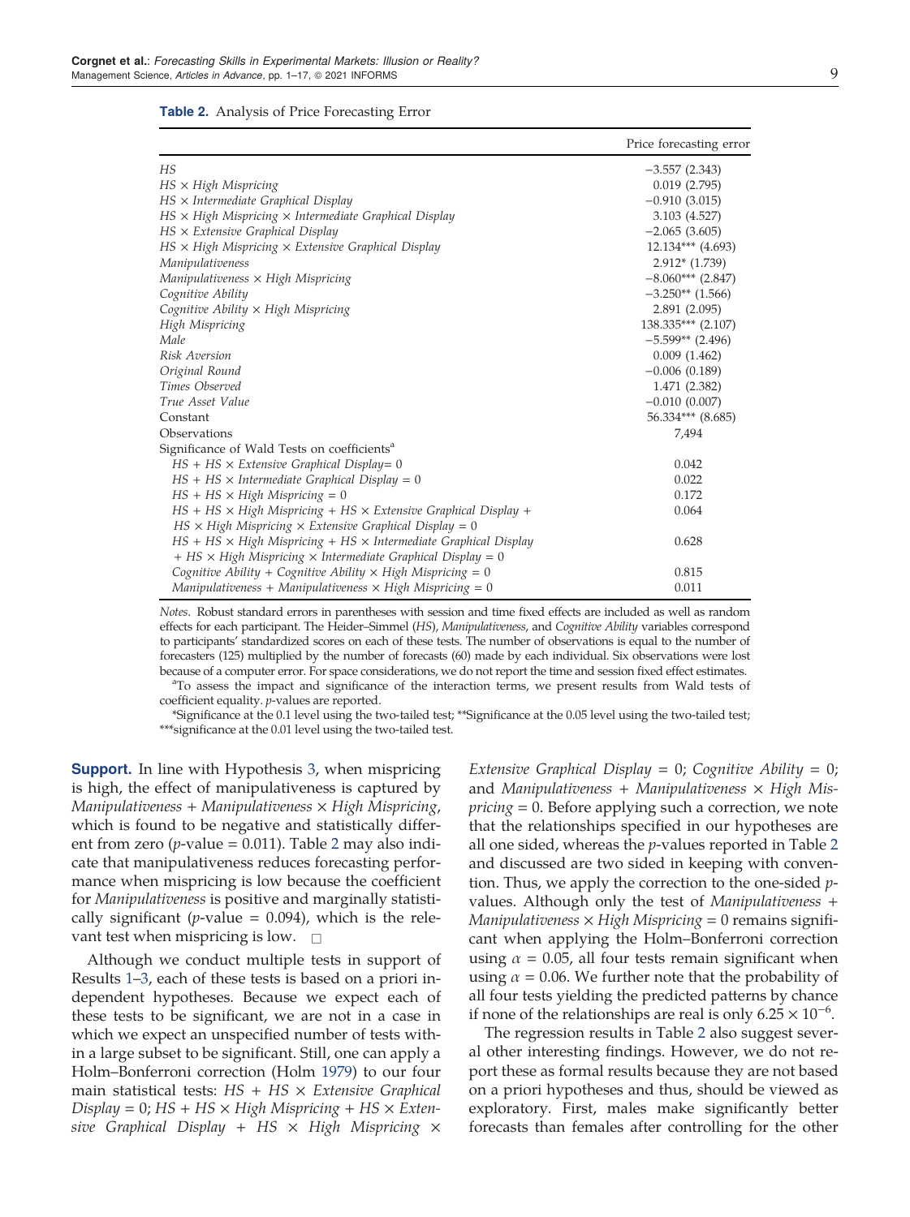**Table 2.** Analysis of Price Forecasting Error

| | Price forecasting error |
|---|---|
| *HS* | −3.557 (2.343) |
| *HS* × *High Mispricing* | 0.019 (2.795) |
| *HS* × *Intermediate Graphical Display* | −0.910 (3.015) |
| *HS* × *High Mispricing* × *Intermediate Graphical Display* | 3.103 (4.527) |
| *HS* × *Extensive Graphical Display* | −2.065 (3.605) |
| *HS* × *High Mispricing* × *Extensive Graphical Display* | 12.134*** (4.693) |
| *Manipulativeness* | 2.912* (1.739) |
| *Manipulativeness* × *High Mispricing* | −8.060*** (2.847) |
| *Cognitive Ability* | −3.250** (1.566) |
| *Cognitive Ability* × *High Mispricing* | 2.891 (2.095) |
| *High Mispricing* | 138.335*** (2.107) |
| *Male* | −5.599** (2.496) |
| *Risk Aversion* | 0.009 (1.462) |
| *Original Round* | −0.006 (0.189) |
| *Times Observed* | 1.471 (2.382) |
| *True Asset Value* | −0.010 (0.007) |
| Constant | 56.334*** (8.685) |
| Observations | 7,494 |
| Significance of Wald Tests on coefficients[a] | |
| *HS* + *HS* × *Extensive Graphical Display*= 0 | 0.042 |
| *HS* + *HS* × *Intermediate Graphical Display* = 0 | 0.022 |
| *HS* + *HS* × *High Mispricing* = 0 | 0.172 |
| *HS* + *HS* × *High Mispricing* + *HS* × *Extensive Graphical Display* + *HS* × *High Mispricing* × *Extensive Graphical Display* = 0 | 0.064 |
| *HS* + *HS* × *High Mispricing* + *HS* × *Intermediate Graphical Display* + *HS* × *High Mispricing* × *Intermediate Graphical Display* = 0 | 0.628 |
| *Cognitive Ability* + *Cognitive Ability* × *High Mispricing* = 0 | 0.815 |
| *Manipulativeness* + *Manipulativeness* × *High Mispricing* = 0 | 0.011 |

*Notes.* Robust standard errors in parentheses with session and time fixed effects are included as well as random effects for each participant. The Heider–Simmel (*HS*), *Manipulativeness*, and *Cognitive Ability* variables correspond to participants' standardized scores on each of these tests. The number of observations is equal to the number of forecasters (125) multiplied by the number of forecasts (60) made by each individual. Six observations were lost because of a computer error. For space considerations, we do not report the time and session fixed effect estimates.

[a]To assess the impact and significance of the interaction terms, we present results from Wald tests of coefficient equality. *p*-values are reported.

*Significance at the 0.1 level using the two-tailed test; **Significance at the 0.05 level using the two-tailed test; ***significance at the 0.01 level using the two-tailed test.

**Support.** In line with Hypothesis 3, when mispricing is high, the effect of manipulativeness is captured by *Manipulativeness* + *Manipulativeness* × *High Mispricing*, which is found to be negative and statistically different from zero ($p$-value = 0.011). Table 2 may also indicate that manipulativeness reduces forecasting performance when mispricing is low because the coefficient for *Manipulativeness* is positive and marginally statistically significant ($p$-value = 0.094), which is the relevant test when mispricing is low. □

Although we conduct multiple tests in support of Results 1–3, each of these tests is based on a priori independent hypotheses. Because we expect each of these tests to be significant, we are not in a case in which we expect an unspecified number of tests within a large subset to be significant. Still, one can apply a Holm–Bonferroni correction (Holm 1979) to our four main statistical tests: *HS* + *HS* × *Extensive Graphical Display* = 0; *HS* + *HS* × *High Mispricing* + *HS* × *Extensive Graphical Display* + *HS* × *High Mispricing* × *Extensive Graphical Display* = 0; *Cognitive Ability* = 0; and *Manipulativeness* + *Manipulativeness* × *High Mispricing* = 0. Before applying such a correction, we note that the relationships specified in our hypotheses are all one sided, whereas the $p$-values reported in Table 2 and discussed are two sided in keeping with convention. Thus, we apply the correction to the one-sided $p$-values. Although only the test of *Manipulativeness* + *Manipulativeness* × *High Mispricing* = 0 remains significant when applying the Holm–Bonferroni correction using $\alpha = 0.05$, all four tests remain significant when using $\alpha = 0.06$. We further note that the probability of all four tests yielding the predicted patterns by chance if none of the relationships are real is only $6.25 \times 10^{-6}$.

The regression results in Table 2 also suggest several other interesting findings. However, we do not report these as formal results because they are not based on a priori hypotheses and thus, should be viewed as exploratory. First, males make significantly better forecasts than females after controlling for the other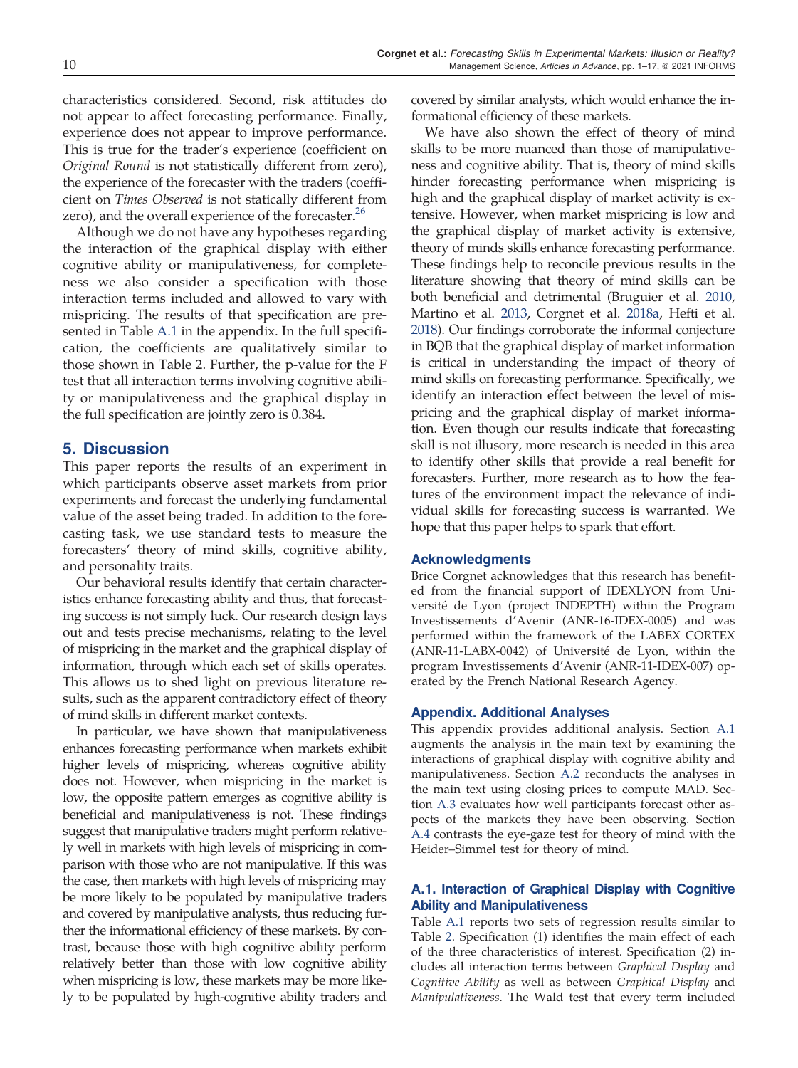characteristics considered. Second, risk attitudes do not appear to affect forecasting performance. Finally, experience does not appear to improve performance. This is true for the trader's experience (coefficient on *Original Round* is not statistically different from zero), the experience of the forecaster with the traders (coefficient on *Times Observed* is not statically different from zero), and the overall experience of the forecaster.[26]

Although we do not have any hypotheses regarding the interaction of the graphical display with either cognitive ability or manipulativeness, for completeness we also consider a specification with those interaction terms included and allowed to vary with mispricing. The results of that specification are presented in Table A.1 in the appendix. In the full specification, the coefficients are qualitatively similar to those shown in Table 2. Further, the p-value for the F test that all interaction terms involving cognitive ability or manipulativeness and the graphical display in the full specification are jointly zero is 0.384.

## 5. Discussion

This paper reports the results of an experiment in which participants observe asset markets from prior experiments and forecast the underlying fundamental value of the asset being traded. In addition to the forecasting task, we use standard tests to measure the forecasters' theory of mind skills, cognitive ability, and personality traits.

Our behavioral results identify that certain characteristics enhance forecasting ability and thus, that forecasting success is not simply luck. Our research design lays out and tests precise mechanisms, relating to the level of mispricing in the market and the graphical display of information, through which each set of skills operates. This allows us to shed light on previous literature results, such as the apparent contradictory effect of theory of mind skills in different market contexts.

In particular, we have shown that manipulativeness enhances forecasting performance when markets exhibit higher levels of mispricing, whereas cognitive ability does not. However, when mispricing in the market is low, the opposite pattern emerges as cognitive ability is beneficial and manipulativeness is not. These findings suggest that manipulative traders might perform relatively well in markets with high levels of mispricing in comparison with those who are not manipulative. If this was the case, then markets with high levels of mispricing may be more likely to be populated by manipulative traders and covered by manipulative analysts, thus reducing further the informational efficiency of these markets. By contrast, because those with high cognitive ability perform relatively better than those with low cognitive ability when mispricing is low, these markets may be more likely to be populated by high-cognitive ability traders and covered by similar analysts, which would enhance the informational efficiency of these markets.

We have also shown the effect of theory of mind skills to be more nuanced than those of manipulativeness and cognitive ability. That is, theory of mind skills hinder forecasting performance when mispricing is high and the graphical display of market activity is extensive. However, when market mispricing is low and the graphical display of market activity is extensive, theory of minds skills enhance forecasting performance. These findings help to reconcile previous results in the literature showing that theory of mind skills can be both beneficial and detrimental (Bruguier et al. 2010, Martino et al. 2013, Corgnet et al. 2018a, Hefti et al. 2018). Our findings corroborate the informal conjecture in BQB that the graphical display of market information is critical in understanding the impact of theory of mind skills on forecasting performance. Specifically, we identify an interaction effect between the level of mispricing and the graphical display of market information. Even though our results indicate that forecasting skill is not illusory, more research is needed in this area to identify other skills that provide a real benefit for forecasters. Further, more research as to how the features of the environment impact the relevance of individual skills for forecasting success is warranted. We hope that this paper helps to spark that effort.

### Acknowledgments

Brice Corgnet acknowledges that this research has benefited from the financial support of IDEXLYON from Université de Lyon (project INDEPTH) within the Program Investissements d'Avenir (ANR-16-IDEX-0005) and was performed within the framework of the LABEX CORTEX (ANR-11-LABX-0042) of Université de Lyon, within the program Investissements d'Avenir (ANR-11-IDEX-007) operated by the French National Research Agency.

### Appendix. Additional Analyses

This appendix provides additional analysis. Section A.1 augments the analysis in the main text by examining the interactions of graphical display with cognitive ability and manipulativeness. Section A.2 reconducts the analyses in the main text using closing prices to compute MAD. Section A.3 evaluates how well participants forecast other aspects of the markets they have been observing. Section A.4 contrasts the eye-gaze test for theory of mind with the Heider–Simmel test for theory of mind.

### A.1. Interaction of Graphical Display with Cognitive Ability and Manipulativeness

Table A.1 reports two sets of regression results similar to Table 2. Specification (1) identifies the main effect of each of the three characteristics of interest. Specification (2) includes all interaction terms between *Graphical Display* and *Cognitive Ability* as well as between *Graphical Display* and *Manipulativeness*. The Wald test that every term included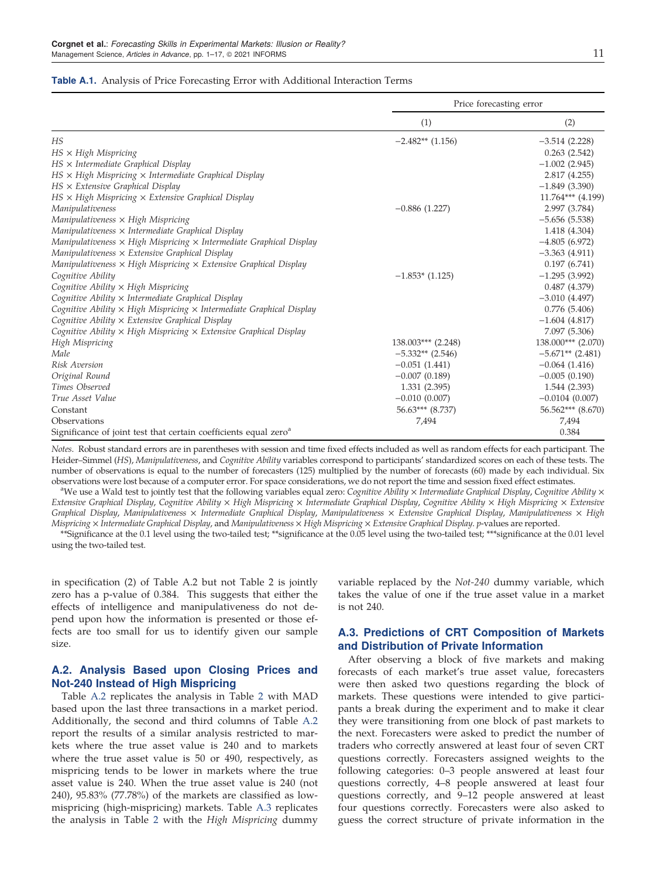**Table A.1.** Analysis of Price Forecasting Error with Additional Interaction Terms

| | Price forecasting error | |
|---|---|---|
| | (1) | (2) |
| *HS* | −2.482** (1.156) | −3.514 (2.228) |
| *HS* × *High Mispricing* | | 0.263 (2.542) |
| *HS* × *Intermediate Graphical Display* | | −1.002 (2.945) |
| *HS* × *High Mispricing* × *Intermediate Graphical Display* | | 2.817 (4.255) |
| *HS* × *Extensive Graphical Display* | | −1.849 (3.390) |
| *HS* × *High Mispricing* × *Extensive Graphical Display* | | 11.764*** (4.199) |
| *Manipulativeness* | −0.886 (1.227) | 2.997 (3.784) |
| *Manipulativeness* × *High Mispricing* | | −5.656 (5.538) |
| *Manipulativeness* × *Intermediate Graphical Display* | | 1.418 (4.304) |
| *Manipulativeness* × *High Mispricing* × *Intermediate Graphical Display* | | −4.805 (6.972) |
| *Manipulativeness* × *Extensive Graphical Display* | | −3.363 (4.911) |
| *Manipulativeness* × *High Mispricing* × *Extensive Graphical Display* | | 0.197 (6.741) |
| *Cognitive Ability* | −1.853* (1.125) | −1.295 (3.992) |
| *Cognitive Ability* × *High Mispricing* | | 0.487 (4.379) |
| *Cognitive Ability* × *Intermediate Graphical Display* | | −3.010 (4.497) |
| *Cognitive Ability* × *High Mispricing* × *Intermediate Graphical Display* | | 0.776 (5.406) |
| *Cognitive Ability* × *Extensive Graphical Display* | | −1.604 (4.817) |
| *Cognitive Ability* × *High Mispricing* × *Extensive Graphical Display* | | 7.097 (5.306) |
| *High Mispricing* | 138.003*** (2.248) | 138.000*** (2.070) |
| *Male* | −5.332** (2.546) | −5.671** (2.481) |
| *Risk Aversion* | −0.051 (1.441) | −0.064 (1.416) |
| *Original Round* | −0.007 (0.189) | −0.005 (0.190) |
| *Times Observed* | 1.331 (2.395) | 1.544 (2.393) |
| *True Asset Value* | −0.010 (0.007) | −0.0104 (0.007) |
| Constant | 56.63*** (8.737) | 56.562*** (8.670) |
| Observations | 7,494 | 7,494 |
| Significance of joint test that certain coefficients equal zero[a] | | 0.384 |

*Notes.* Robust standard errors are in parentheses with session and time fixed effects included as well as random effects for each participant. The Heider–Simmel (*HS*), *Manipulativeness*, and *Cognitive Ability* variables correspond to participants' standardized scores on each of these tests. The number of observations is equal to the number of forecasters (125) multiplied by the number of forecasts (60) made by each individual. Six observations were lost because of a computer error. For space considerations, we do not report the time and session fixed effect estimates.

[a]We use a Wald test to jointly test that the following variables equal zero: *Cognitive Ability* × *Intermediate Graphical Display*, *Cognitive Ability* × *Extensive Graphical Display*, *Cognitive Ability* × *High Mispricing* × *Intermediate Graphical Display*, *Cognitive Ability* × *High Mispricing* × *Extensive Graphical Display*, *Manipulativeness* × *Intermediate Graphical Display*, *Manipulativeness* × *Extensive Graphical Display*, *Manipulativeness* × *High Mispricing* × *Intermediate Graphical Display*, and *Manipulativeness* × *High Mispricing* × *Extensive Graphical Display*. *p*-values are reported.

**Significance at the 0.1 level using the two-tailed test; **significance at the 0.05 level using the two-tailed test; ***significance at the 0.01 level using the two-tailed test.

in specification (2) of Table A.2 but not Table 2 is jointly zero has a p-value of 0.384. This suggests that either the effects of intelligence and manipulativeness do not depend upon how the information is presented or those effects are too small for us to identify given our sample size.

## A.2. Analysis Based upon Closing Prices and Not-240 Instead of High Mispricing

Table A.2 replicates the analysis in Table 2 with MAD based upon the last three transactions in a market period. Additionally, the second and third columns of Table A.2 report the results of a similar analysis restricted to markets where the true asset value is 240 and to markets where the true asset value is 50 or 490, respectively, as mispricing tends to be lower in markets where the true asset value is 240. When the true asset value is 240 (not 240), 95.83% (77.78%) of the markets are classified as low-mispricing (high-mispricing) markets. Table A.3 replicates the analysis in Table 2 with the *High Mispricing* dummy variable replaced by the *Not-240* dummy variable, which takes the value of one if the true asset value in a market is not 240.

## A.3. Predictions of CRT Composition of Markets and Distribution of Private Information

After observing a block of five markets and making forecasts of each market's true asset value, forecasters were then asked two questions regarding the block of markets. These questions were intended to give participants a break during the experiment and to make it clear they were transitioning from one block of past markets to the next. Forecasters were asked to predict the number of traders who correctly answered at least four of seven CRT questions correctly. Forecasters assigned weights to the following categories: 0–3 people answered at least four questions correctly, 4–8 people answered at least four questions correctly, and 9–12 people answered at least four questions correctly. Forecasters were also asked to guess the correct structure of private information in the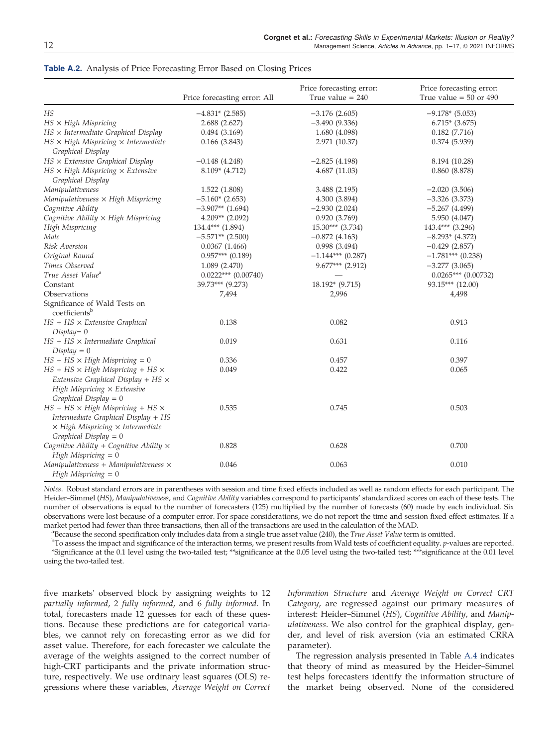**Table A.2.** Analysis of Price Forecasting Error Based on Closing Prices

| | Price forecasting error: All | Price forecasting error: True value = 240 | Price forecasting error: True value = 50 or 490 |
|---|---|---|---|
| *HS* | −4.831* (2.585) | −3.176 (2.605) | −9.178* (5.053) |
| *HS × High Mispricing* | 2.688 (2.627) | −3.490 (9.336) | 6.715* (3.675) |
| *HS × Intermediate Graphical Display* | 0.494 (3.169) | 1.680 (4.098) | 0.182 (7.716) |
| *HS × High Mispricing × Intermediate Graphical Display* | 0.166 (3.843) | 2.971 (10.37) | 0.374 (5.939) |
| *HS × Extensive Graphical Display* | −0.148 (4.248) | −2.825 (4.198) | 8.194 (10.28) |
| *HS × High Mispricing × Extensive Graphical Display* | 8.109* (4.712) | 4.687 (11.03) | 0.860 (8.878) |
| *Manipulativeness* | 1.522 (1.808) | 3.488 (2.195) | −2.020 (3.506) |
| *Manipulativeness × High Mispricing* | −5.160* (2.653) | 4.300 (3.894) | −3.326 (3.373) |
| *Cognitive Ability* | −3.907** (1.694) | −2.930 (2.024) | −5.267 (4.499) |
| *Cognitive Ability × High Mispricing* | 4.209** (2.092) | 0.920 (3.769) | 5.950 (4.047) |
| *High Mispricing* | 134.4*** (1.894) | 15.30*** (3.734) | 143.4*** (3.296) |
| *Male* | −5.571** (2.500) | −0.872 (4.163) | −8.293* (4.372) |
| *Risk Aversion* | 0.0367 (1.466) | 0.998 (3.494) | −0.429 (2.857) |
| *Original Round* | 0.957*** (0.189) | −1.144*** (0.287) | −1.781*** (0.238) |
| *Times Observed* | 1.089 (2.470) | 9.677*** (2.912) | −3.277 (3.065) |
| *True Asset Value*[a] | 0.0222*** (0.00740) | — | 0.0265*** (0.00732) |
| Constant | 39.73*** (9.273) | 18.192* (9.715) | 93.15*** (12.00) |
| Observations | 7,494 | 2,996 | 4,498 |
| Significance of Wald Tests on coefficients[b] | | | |
| *HS + HS × Extensive Graphical Display= 0* | 0.138 | 0.082 | 0.913 |
| *HS + HS × Intermediate Graphical Display = 0* | 0.019 | 0.631 | 0.116 |
| *HS + HS × High Mispricing = 0* | 0.336 | 0.457 | 0.397 |
| *HS + HS × High Mispricing + HS × Extensive Graphical Display + HS × High Mispricing × Extensive Graphical Display = 0* | 0.049 | 0.422 | 0.065 |
| *HS + HS × High Mispricing + HS × Intermediate Graphical Display + HS × High Mispricing × Intermediate Graphical Display = 0* | 0.535 | 0.745 | 0.503 |
| *Cognitive Ability + Cognitive Ability × High Mispricing = 0* | 0.828 | 0.628 | 0.700 |
| *Manipulativeness + Manipulativeness × High Mispricing = 0* | 0.046 | 0.063 | 0.010 |

*Notes.* Robust standard errors are in parentheses with session and time fixed effects included as well as random effects for each participant. The Heider–Simmel (*HS*), *Manipulativeness*, and *Cognitive Ability* variables correspond to participants' standardized scores on each of these tests. The number of observations is equal to the number of forecasters (125) multiplied by the number of forecasts (60) made by each individual. Six observations were lost because of a computer error. For space considerations, we do not report the time and session fixed effect estimates. If a market period had fewer than three transactions, then all of the transactions are used in the calculation of the MAD.

[a]Because the second specification only includes data from a single true asset value (240), the *True Asset Value* term is omitted.

[b]To assess the impact and significance of the interaction terms, we present results from Wald tests of coefficient equality. *p*-values are reported.

*Significance at the 0.1 level using the two-tailed test; **significance at the 0.05 level using the two-tailed test; ***significance at the 0.01 level using the two-tailed test.

five markets' observed block by assigning weights to 12 *partially informed*, 2 *fully informed*, and 6 *fully informed*. In total, forecasters made 12 guesses for each of these questions. Because these predictions are for categorical variables, we cannot rely on forecasting error as we did for asset value. Therefore, for each forecaster we calculate the average of the weights assigned to the correct number of high-CRT participants and the private information structure, respectively. We use ordinary least squares (OLS) regressions where these variables, *Average Weight on Correct Information Structure* and *Average Weight on Correct CRT Category*, are regressed against our primary measures of interest: Heider–Simmel (*HS*), *Cognitive Ability*, and *Manipulativeness*. We also control for the graphical display, gender, and level of risk aversion (via an estimated CRRA parameter).

The regression analysis presented in Table A.4 indicates that theory of mind as measured by the Heider–Simmel test helps forecasters identify the information structure of the market being observed. None of the considered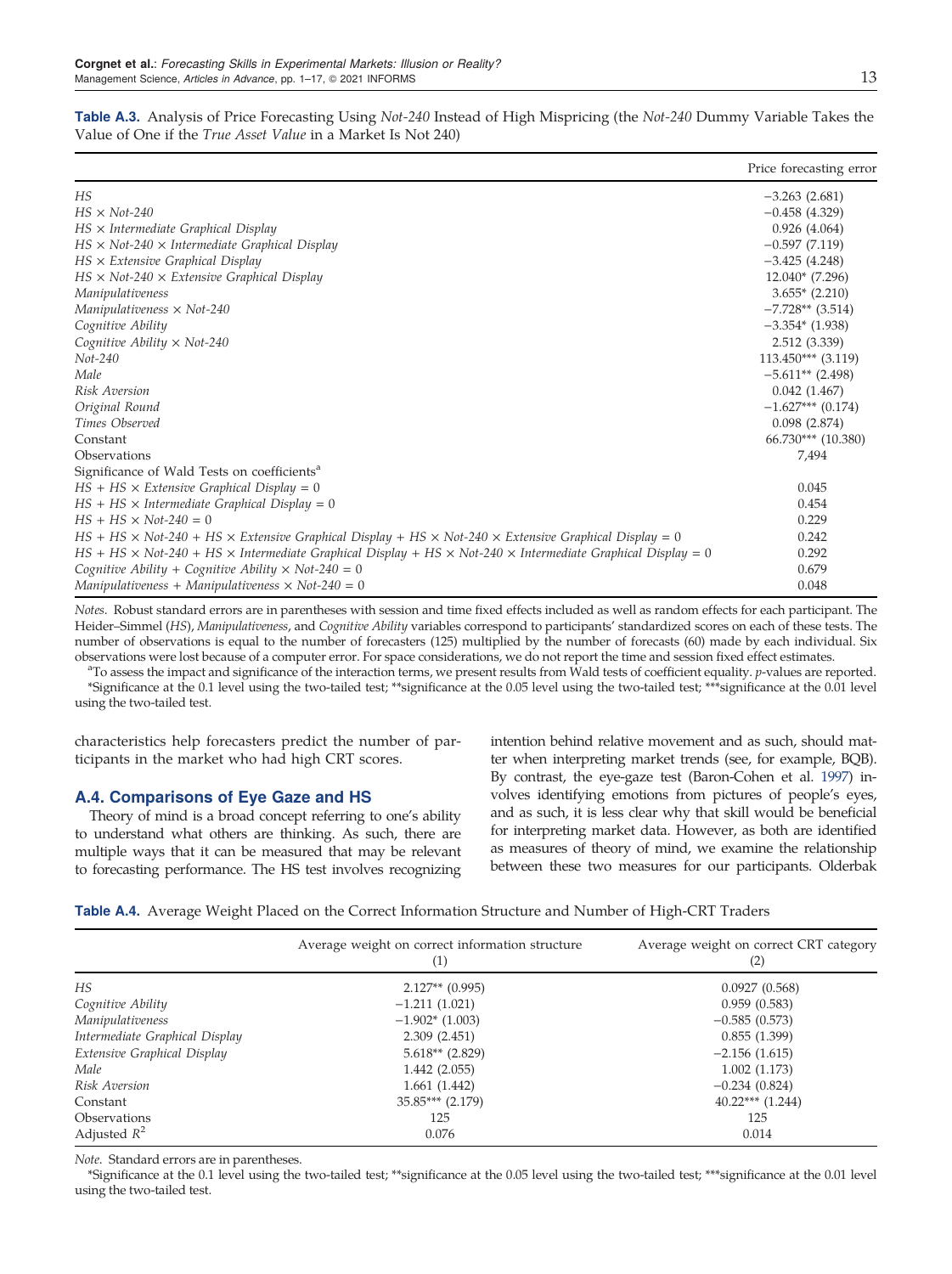**Table A.3.** Analysis of Price Forecasting Using *Not-240* Instead of High Mispricing (the *Not-240* Dummy Variable Takes the Value of One if the *True Asset Value* in a Market Is Not 240)

| | Price forecasting error |
|---|---|
| *HS* | −3.263 (2.681) |
| *HS* × *Not-240* | −0.458 (4.329) |
| *HS* × *Intermediate Graphical Display* | 0.926 (4.064) |
| *HS* × *Not-240* × *Intermediate Graphical Display* | −0.597 (7.119) |
| *HS* × *Extensive Graphical Display* | −3.425 (4.248) |
| *HS* × *Not-240* × *Extensive Graphical Display* | 12.040* (7.296) |
| *Manipulativeness* | 3.655* (2.210) |
| *Manipulativeness* × *Not-240* | −7.728** (3.514) |
| *Cognitive Ability* | −3.354* (1.938) |
| *Cognitive Ability* × *Not-240* | 2.512 (3.339) |
| *Not-240* | 113.450*** (3.119) |
| *Male* | −5.611** (2.498) |
| *Risk Aversion* | 0.042 (1.467) |
| *Original Round* | −1.627*** (0.174) |
| *Times Observed* | 0.098 (2.874) |
| Constant | 66.730*** (10.380) |
| Observations | 7,494 |
| Significance of Wald Tests on coefficients[a] | |
| *HS* + *HS* × *Extensive Graphical Display* = 0 | 0.045 |
| *HS* + *HS* × *Intermediate Graphical Display* = 0 | 0.454 |
| *HS* + *HS* × *Not-240* = 0 | 0.229 |
| *HS* + *HS* × *Not-240* + *HS* × *Extensive Graphical Display* + *HS* × *Not-240* × *Extensive Graphical Display* = 0 | 0.242 |
| *HS* + *HS* × *Not-240* + *HS* × *Intermediate Graphical Display* + *HS* × *Not-240* × *Intermediate Graphical Display* = 0 | 0.292 |
| *Cognitive Ability* + *Cognitive Ability* × *Not-240* = 0 | 0.679 |
| *Manipulativeness* + *Manipulativeness* × *Not-240* = 0 | 0.048 |

*Notes.* Robust standard errors are in parentheses with session and time fixed effects included as well as random effects for each participant. The Heider–Simmel (*HS*), *Manipulativeness*, and *Cognitive Ability* variables correspond to participants' standardized scores on each of these tests. The number of observations is equal to the number of forecasters (125) multiplied by the number of forecasts (60) made by each individual. Six observations were lost because of a computer error. For space considerations, we do not report the time and session fixed effect estimates.

[a]To assess the impact and significance of the interaction terms, we present results from Wald tests of coefficient equality. *p*-values are reported.

*Significance at the 0.1 level using the two-tailed test; **significance at the 0.05 level using the two-tailed test; ***significance at the 0.01 level using the two-tailed test.

characteristics help forecasters predict the number of participants in the market who had high CRT scores.

## A.4. Comparisons of Eye Gaze and HS

Theory of mind is a broad concept referring to one's ability to understand what others are thinking. As such, there are multiple ways that it can be measured that may be relevant to forecasting performance. The HS test involves recognizing intention behind relative movement and as such, should matter when interpreting market trends (see, for example, BQB). By contrast, the eye-gaze test (Baron-Cohen et al. 1997) involves identifying emotions from pictures of people's eyes, and as such, it is less clear why that skill would be beneficial for interpreting market data. However, as both are identified as measures of theory of mind, we examine the relationship between these two measures for our participants. Olderbak

**Table A.4.** Average Weight Placed on the Correct Information Structure and Number of High-CRT Traders

| | Average weight on correct information structure (1) | Average weight on correct CRT category (2) |
|---|---|---|
| *HS* | 2.127** (0.995) | 0.0927 (0.568) |
| *Cognitive Ability* | −1.211 (1.021) | 0.959 (0.583) |
| *Manipulativeness* | −1.902* (1.003) | −0.585 (0.573) |
| *Intermediate Graphical Display* | 2.309 (2.451) | 0.855 (1.399) |
| *Extensive Graphical Display* | 5.618** (2.829) | −2.156 (1.615) |
| *Male* | 1.442 (2.055) | 1.002 (1.173) |
| *Risk Aversion* | 1.661 (1.442) | −0.234 (0.824) |
| Constant | 35.85*** (2.179) | 40.22*** (1.244) |
| Observations | 125 | 125 |
| Adjusted $R^2$ | 0.076 | 0.014 |

*Note.* Standard errors are in parentheses.

*Significance at the 0.1 level using the two-tailed test; **significance at the 0.05 level using the two-tailed test; ***significance at the 0.01 level using the two-tailed test.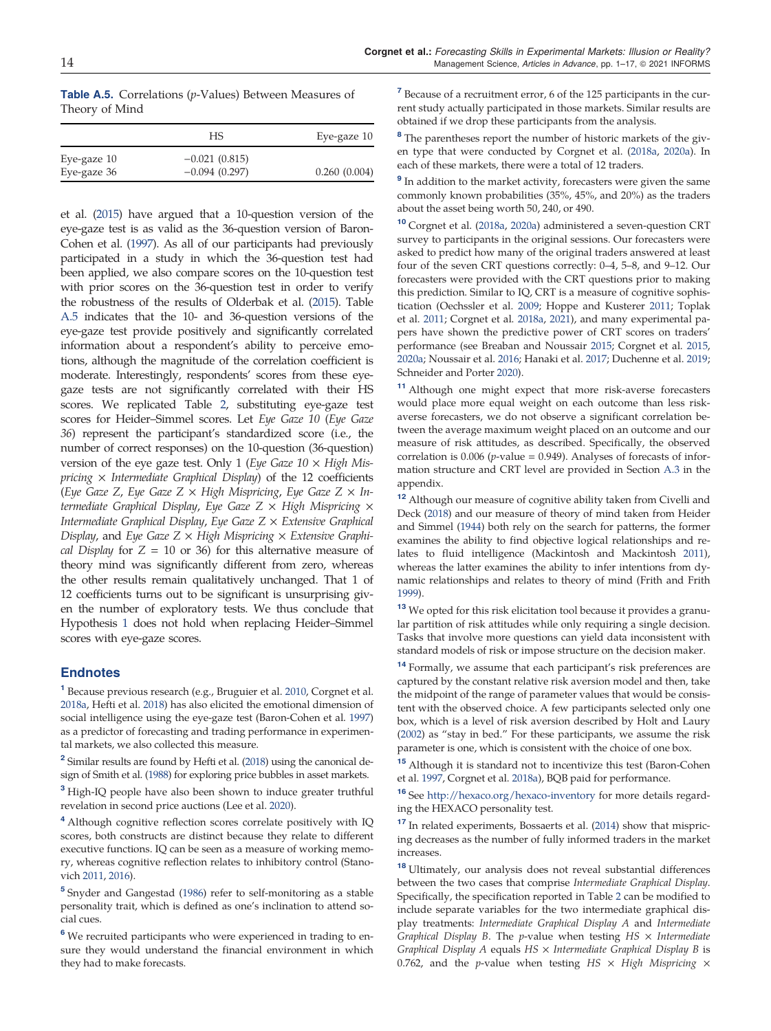**Table A.5.** Correlations (*p*-Values) Between Measures of Theory of Mind

| | HS | Eye-gaze 10 |
|---|---|---|
| Eye-gaze 10 | −0.021 (0.815) | |
| Eye-gaze 36 | −0.094 (0.297) | 0.260 (0.004) |

et al. (2015) have argued that a 10-question version of the eye-gaze test is as valid as the 36-question version of Baron-Cohen et al. (1997). As all of our participants had previously participated in a study in which the 36-question test had been applied, we also compare scores on the 10-question test with prior scores on the 36-question test in order to verify the robustness of the results of Olderbak et al. (2015). Table A.5 indicates that the 10- and 36-question versions of the eye-gaze test provide positively and significantly correlated information about a respondent's ability to perceive emotions, although the magnitude of the correlation coefficient is moderate. Interestingly, respondents' scores from these eye-gaze tests are not significantly correlated with their HS scores. We replicated Table 2, substituting eye-gaze test scores for Heider–Simmel scores. Let *Eye Gaze 10* (*Eye Gaze 36*) represent the participant's standardized score (i.e., the number of correct responses) on the 10-question (36-question) version of the eye gaze test. Only 1 (*Eye Gaze 10* × *High Mispricing* × *Intermediate Graphical Display*) of the 12 coefficients (*Eye Gaze Z*, *Eye Gaze Z* × *High Mispricing*, *Eye Gaze Z* × *Intermediate Graphical Display*, *Eye Gaze Z* × *High Mispricing* × *Intermediate Graphical Display*, *Eye Gaze Z* × *Extensive Graphical Display*, and *Eye Gaze Z* × *High Mispricing* × *Extensive Graphical Display* for $Z = 10$ or 36) for this alternative measure of theory mind was significantly different from zero, whereas the other results remain qualitatively unchanged. That 1 of 12 coefficients turns out to be significant is unsurprising given the number of exploratory tests. We thus conclude that Hypothesis 1 does not hold when replacing Heider–Simmel scores with eye-gaze scores.

## Endnotes

[1] Because previous research (e.g., Bruguier et al. 2010, Corgnet et al. 2018a, Hefti et al. 2018) has also elicited the emotional dimension of social intelligence using the eye-gaze test (Baron-Cohen et al. 1997) as a predictor of forecasting and trading performance in experimental markets, we also collected this measure.

[2] Similar results are found by Hefti et al. (2018) using the canonical design of Smith et al. (1988) for exploring price bubbles in asset markets.

[3] High-IQ people have also been shown to induce greater truthful revelation in second price auctions (Lee et al. 2020).

[4] Although cognitive reflection scores correlate positively with IQ scores, both constructs are distinct because they relate to different executive functions. IQ can be seen as a measure of working memory, whereas cognitive reflection relates to inhibitory control (Stanovich 2011, 2016).

[5] Snyder and Gangestad (1986) refer to self-monitoring as a stable personality trait, which is defined as one's inclination to attend social cues.

[6] We recruited participants who were experienced in trading to ensure they would understand the financial environment in which they had to make forecasts.

[7] Because of a recruitment error, 6 of the 125 participants in the current study actually participated in those markets. Similar results are obtained if we drop these participants from the analysis.

[8] The parentheses report the number of historic markets of the given type that were conducted by Corgnet et al. (2018a, 2020a). In each of these markets, there were a total of 12 traders.

[9] In addition to the market activity, forecasters were given the same commonly known probabilities (35%, 45%, and 20%) as the traders about the asset being worth 50, 240, or 490.

[10] Corgnet et al. (2018a, 2020a) administered a seven-question CRT survey to participants in the original sessions. Our forecasters were asked to predict how many of the original traders answered at least four of the seven CRT questions correctly: 0–4, 5–8, and 9–12. Our forecasters were provided with the CRT questions prior to making this prediction. Similar to IQ, CRT is a measure of cognitive sophistication (Oechssler et al. 2009; Hoppe and Kusterer 2011; Toplak et al. 2011; Corgnet et al. 2018a, 2021), and many experimental papers have shown the predictive power of CRT scores on traders' performance (see Breaban and Noussair 2015; Corgnet et al. 2015, 2020a; Noussair et al. 2016; Hanaki et al. 2017; Duchenne et al. 2019; Schneider and Porter 2020).

[11] Although one might expect that more risk-averse forecasters would place more equal weight on each outcome than less risk-averse forecasters, we do not observe a significant correlation between the average maximum weight placed on an outcome and our measure of risk attitudes, as described. Specifically, the observed correlation is 0.006 (*p*-value = 0.949). Analyses of forecasts of information structure and CRT level are provided in Section A.3 in the appendix.

[12] Although our measure of cognitive ability taken from Civelli and Deck (2018) and our measure of theory of mind taken from Heider and Simmel (1944) both rely on the search for patterns, the former examines the ability to find objective logical relationships and relates to fluid intelligence (Mackintosh and Mackintosh 2011), whereas the latter examines the ability to infer intentions from dynamic relationships and relates to theory of mind (Frith and Frith 1999).

[13] We opted for this risk elicitation tool because it provides a granular partition of risk attitudes while only requiring a single decision. Tasks that involve more questions can yield data inconsistent with standard models of risk or impose structure on the decision maker.

[14] Formally, we assume that each participant's risk preferences are captured by the constant relative risk aversion model and then, take the midpoint of the range of parameter values that would be consistent with the observed choice. A few participants selected only one box, which is a level of risk aversion described by Holt and Laury (2002) as "stay in bed." For these participants, we assume the risk parameter is one, which is consistent with the choice of one box.

[15] Although it is standard not to incentivize this test (Baron-Cohen et al. 1997, Corgnet et al. 2018a), BQB paid for performance.

[16] See http://hexaco.org/hexaco-inventory for more details regarding the HEXACO personality test.

[17] In related experiments, Bossaerts et al. (2014) show that mispricing decreases as the number of fully informed traders in the market increases.

[18] Ultimately, our analysis does not reveal substantial differences between the two cases that comprise *Intermediate Graphical Display*. Specifically, the specification reported in Table 2 can be modified to include separate variables for the two intermediate graphical display treatments: *Intermediate Graphical Display A* and *Intermediate Graphical Display B*. The *p*-value when testing *HS* × *Intermediate Graphical Display A* equals *HS* × *Intermediate Graphical Display B* is 0.762, and the *p*-value when testing *HS* × *High Mispricing* ×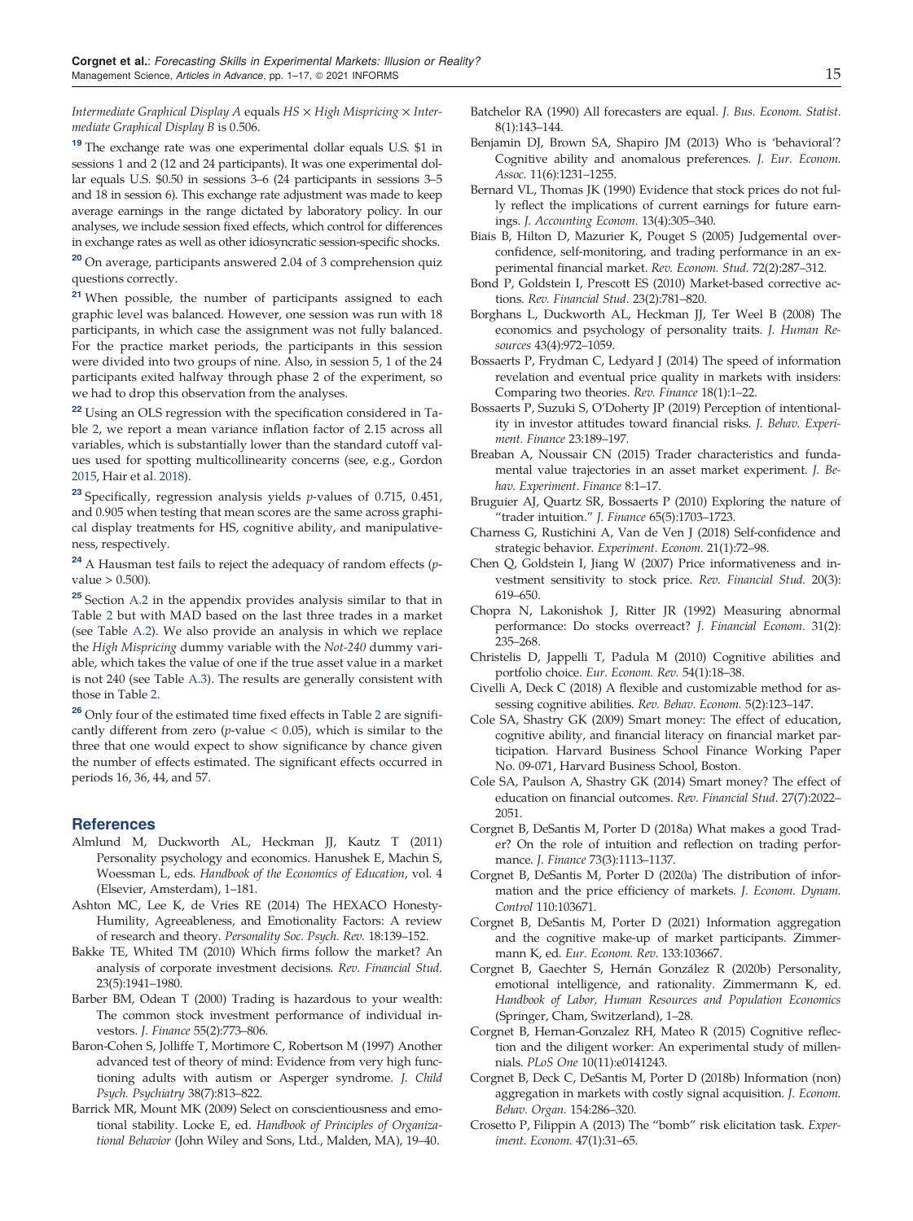*Intermediate Graphical Display A* equals *HS* × *High Mispricing* × *Intermediate Graphical Display B* is 0.506.

[19] The exchange rate was one experimental dollar equals U.S. $1 in sessions 1 and 2 (12 and 24 participants). It was one experimental dollar equals U.S. $0.50 in sessions 3–6 (24 participants in sessions 3–5 and 18 in session 6). This exchange rate adjustment was made to keep average earnings in the range dictated by laboratory policy. In our analyses, we include session fixed effects, which control for differences in exchange rates as well as other idiosyncratic session-specific shocks.

[20] On average, participants answered 2.04 of 3 comprehension quiz questions correctly.

[21] When possible, the number of participants assigned to each graphic level was balanced. However, one session was run with 18 participants, in which case the assignment was not fully balanced. For the practice market periods, the participants in this session were divided into two groups of nine. Also, in session 5, 1 of the 24 participants exited halfway through phase 2 of the experiment, so we had to drop this observation from the analyses.

[22] Using an OLS regression with the specification considered in Table 2, we report a mean variance inflation factor of 2.15 across all variables, which is substantially lower than the standard cutoff values used for spotting multicollinearity concerns (see, e.g., Gordon 2015, Hair et al. 2018).

[23] Specifically, regression analysis yields *p*-values of 0.715, 0.451, and 0.905 when testing that mean scores are the same across graphical display treatments for HS, cognitive ability, and manipulativeness, respectively.

[24] A Hausman test fails to reject the adequacy of random effects ($p$-value $> 0.500$).

[25] Section A.2 in the appendix provides analysis similar to that in Table 2 but with MAD based on the last three trades in a market (see Table A.2). We also provide an analysis in which we replace the *High Mispricing* dummy variable with the *Not-240* dummy variable, which takes the value of one if the true asset value in a market is not 240 (see Table A.3). The results are generally consistent with those in Table 2.

[26] Only four of the estimated time fixed effects in Table 2 are significantly different from zero ($p$-value $< 0.05$), which is similar to the three that one would expect to show significance by chance given the number of effects estimated. The significant effects occurred in periods 16, 36, 44, and 57.

## References

Almlund M, Duckworth AL, Heckman JJ, Kautz T (2011) Personality psychology and economics. Hanushek E, Machin S, Woessman L, eds. *Handbook of the Economics of Education*, vol. 4 (Elsevier, Amsterdam), 1–181.

Ashton MC, Lee K, de Vries RE (2014) The HEXACO Honesty-Humility, Agreeableness, and Emotionality Factors: A review of research and theory. *Personality Soc. Psych. Rev.* 18:139–152.

Bakke TE, Whited TM (2010) Which firms follow the market? An analysis of corporate investment decisions. *Rev. Financial Stud.* 23(5):1941–1980.

Barber BM, Odean T (2000) Trading is hazardous to your wealth: The common stock investment performance of individual investors. *J. Finance* 55(2):773–806.

Baron-Cohen S, Jolliffe T, Mortimore C, Robertson M (1997) Another advanced test of theory of mind: Evidence from very high functioning adults with autism or Asperger syndrome. *J. Child Psych. Psychiatry* 38(7):813–822.

Barrick MR, Mount MK (2009) Select on conscientiousness and emotional stability. Locke E, ed. *Handbook of Principles of Organizational Behavior* (John Wiley and Sons, Ltd., Malden, MA), 19–40.

Batchelor RA (1990) All forecasters are equal. *J. Bus. Econom. Statist.* 8(1):143–144.

Benjamin DJ, Brown SA, Shapiro JM (2013) Who is 'behavioral'? Cognitive ability and anomalous preferences. *J. Eur. Econom. Assoc.* 11(6):1231–1255.

Bernard VL, Thomas JK (1990) Evidence that stock prices do not fully reflect the implications of current earnings for future earnings. *J. Accounting Econom.* 13(4):305–340.

Biais B, Hilton D, Mazurier K, Pouget S (2005) Judgemental overconfidence, self-monitoring, and trading performance in an experimental financial market. *Rev. Econom. Stud.* 72(2):287–312.

Bond P, Goldstein I, Prescott ES (2010) Market-based corrective actions. *Rev. Financial Stud.* 23(2):781–820.

Borghans L, Duckworth AL, Heckman JJ, Ter Weel B (2008) The economics and psychology of personality traits. *J. Human Resources* 43(4):972–1059.

Bossaerts P, Frydman C, Ledyard J (2014) The speed of information revelation and eventual price quality in markets with insiders: Comparing two theories. *Rev. Finance* 18(1):1–22.

Bossaerts P, Suzuki S, O'Doherty JP (2019) Perception of intentionality in investor attitudes toward financial risks. *J. Behav. Experiment. Finance* 23:189–197.

Breaban A, Noussair CN (2015) Trader characteristics and fundamental value trajectories in an asset market experiment. *J. Behav. Experiment. Finance* 8:1–17.

Bruguier AJ, Quartz SR, Bossaerts P (2010) Exploring the nature of "trader intuition." *J. Finance* 65(5):1703–1723.

Charness G, Rustichini A, Van de Ven J (2018) Self-confidence and strategic behavior. *Experiment. Econom.* 21(1):72–98.

Chen Q, Goldstein I, Jiang W (2007) Price informativeness and investment sensitivity to stock price. *Rev. Financial Stud.* 20(3): 619–650.

Chopra N, Lakonishok J, Ritter JR (1992) Measuring abnormal performance: Do stocks overreact? *J. Financial Econom.* 31(2): 235–268.

Christelis D, Jappelli T, Padula M (2010) Cognitive abilities and portfolio choice. *Eur. Econom. Rev.* 54(1):18–38.

Civelli A, Deck C (2018) A flexible and customizable method for assessing cognitive abilities. *Rev. Behav. Econom.* 5(2):123–147.

Cole SA, Shastry GK (2009) Smart money: The effect of education, cognitive ability, and financial literacy on financial market participation. Harvard Business School Finance Working Paper No. 09-071, Harvard Business School, Boston.

Cole SA, Paulson A, Shastry GK (2014) Smart money? The effect of education on financial outcomes. *Rev. Financial Stud.* 27(7):2022–2051.

Corgnet B, DeSantis M, Porter D (2018a) What makes a good Trader? On the role of intuition and reflection on trading performance. *J. Finance* 73(3):1113–1137.

Corgnet B, DeSantis M, Porter D (2020a) The distribution of information and the price efficiency of markets. *J. Econom. Dynam. Control* 110:103671.

Corgnet B, DeSantis M, Porter D (2021) Information aggregation and the cognitive make-up of market participants. Zimmermann K, ed. *Eur. Econom. Rev.* 133:103667.

Corgnet B, Gaechter S, Hernán González R (2020b) Personality, emotional intelligence, and rationality. Zimmermann K, ed. *Handbook of Labor, Human Resources and Population Economics* (Springer, Cham, Switzerland), 1–28.

Corgnet B, Hernan-Gonzalez RH, Mateo R (2015) Cognitive reflection and the diligent worker: An experimental study of millennials. *PLoS One* 10(11):e0141243.

Corgnet B, Deck C, DeSantis M, Porter D (2018b) Information (non) aggregation in markets with costly signal acquisition. *J. Econom. Behav. Organ.* 154:286–320.

Crosetto P, Filippin A (2013) The "bomb" risk elicitation task. *Experiment. Econom.* 47(1):31–65.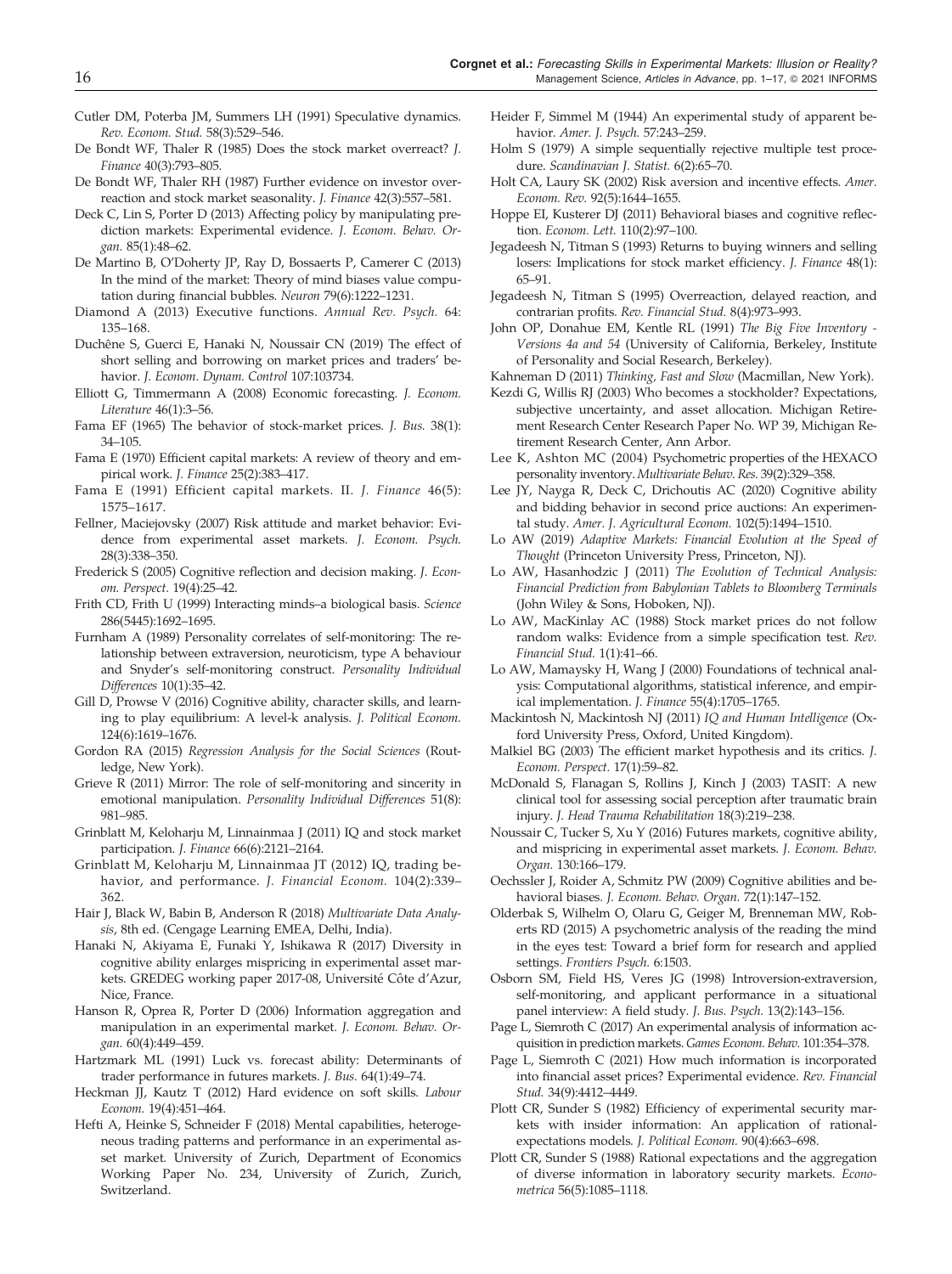Cutler DM, Poterba JM, Summers LH (1991) Speculative dynamics. *Rev. Econom. Stud.* 58(3):529–546.

De Bondt WF, Thaler R (1985) Does the stock market overreact? *J. Finance* 40(3):793–805.

De Bondt WF, Thaler RH (1987) Further evidence on investor overreaction and stock market seasonality. *J. Finance* 42(3):557–581.

Deck C, Lin S, Porter D (2013) Affecting policy by manipulating prediction markets: Experimental evidence. *J. Econom. Behav. Organ.* 85(1):48–62.

De Martino B, O'Doherty JP, Ray D, Bossaerts P, Camerer C (2013) In the mind of the market: Theory of mind biases value computation during financial bubbles. *Neuron* 79(6):1222–1231.

Diamond A (2013) Executive functions. *Annual Rev. Psych.* 64: 135–168.

Duchêne S, Guerci E, Hanaki N, Noussair CN (2019) The effect of short selling and borrowing on market prices and traders' behavior. *J. Econom. Dynam. Control* 107:103734.

Elliott G, Timmermann A (2008) Economic forecasting. *J. Econom. Literature* 46(1):3–56.

Fama EF (1965) The behavior of stock-market prices. *J. Bus.* 38(1): 34–105.

Fama E (1970) Efficient capital markets: A review of theory and empirical work. *J. Finance* 25(2):383–417.

Fama E (1991) Efficient capital markets. II. *J. Finance* 46(5): 1575–1617.

Fellner, Maciejovsky (2007) Risk attitude and market behavior: Evidence from experimental asset markets. *J. Econom. Psych.* 28(3):338–350.

Frederick S (2005) Cognitive reflection and decision making. *J. Econom. Perspect.* 19(4):25–42.

Frith CD, Frith U (1999) Interacting minds–a biological basis. *Science* 286(5445):1692–1695.

Furnham A (1989) Personality correlates of self-monitoring: The relationship between extraversion, neuroticism, type A behaviour and Snyder's self-monitoring construct. *Personality Individual Differences* 10(1):35–42.

Gill D, Prowse V (2016) Cognitive ability, character skills, and learning to play equilibrium: A level-k analysis. *J. Political Econom.* 124(6):1619–1676.

Gordon RA (2015) *Regression Analysis for the Social Sciences* (Routledge, New York).

Grieve R (2011) Mirror: The role of self-monitoring and sincerity in emotional manipulation. *Personality Individual Differences* 51(8): 981–985.

Grinblatt M, Keloharju M, Linnainmaa J (2011) IQ and stock market participation. *J. Finance* 66(6):2121–2164.

Grinblatt M, Keloharju M, Linnainmaa JT (2012) IQ, trading behavior, and performance. *J. Financial Econom.* 104(2):339–362.

Hair J, Black W, Babin B, Anderson R (2018) *Multivariate Data Analysis*, 8th ed. (Cengage Learning EMEA, Delhi, India).

Hanaki N, Akiyama E, Funaki Y, Ishikawa R (2017) Diversity in cognitive ability enlarges mispricing in experimental asset markets. GREDEG working paper 2017-08, Université Côte d'Azur, Nice, France.

Hanson R, Oprea R, Porter D (2006) Information aggregation and manipulation in an experimental market. *J. Econom. Behav. Organ.* 60(4):449–459.

Hartzmark ML (1991) Luck vs. forecast ability: Determinants of trader performance in futures markets. *J. Bus.* 64(1):49–74.

Heckman JJ, Kautz T (2012) Hard evidence on soft skills. *Labour Econom.* 19(4):451–464.

Hefti A, Heinke S, Schneider F (2018) Mental capabilities, heterogeneous trading patterns and performance in an experimental asset market. University of Zurich, Department of Economics Working Paper No. 234, University of Zurich, Zurich, Switzerland.

Heider F, Simmel M (1944) An experimental study of apparent behavior. *Amer. J. Psych.* 57:243–259.

Holm S (1979) A simple sequentially rejective multiple test procedure. *Scandinavian J. Statist.* 6(2):65–70.

Holt CA, Laury SK (2002) Risk aversion and incentive effects. *Amer. Econom. Rev.* 92(5):1644–1655.

Hoppe EI, Kusterer DJ (2011) Behavioral biases and cognitive reflection. *Econom. Lett.* 110(2):97–100.

Jegadeesh N, Titman S (1993) Returns to buying winners and selling losers: Implications for stock market efficiency. *J. Finance* 48(1): 65–91.

Jegadeesh N, Titman S (1995) Overreaction, delayed reaction, and contrarian profits. *Rev. Financial Stud.* 8(4):973–993.

John OP, Donahue EM, Kentle RL (1991) *The Big Five Inventory - Versions 4a and 54* (University of California, Berkeley, Institute of Personality and Social Research, Berkeley).

Kahneman D (2011) *Thinking, Fast and Slow* (Macmillan, New York).

Kezdi G, Willis RJ (2003) Who becomes a stockholder? Expectations, subjective uncertainty, and asset allocation. Michigan Retirement Research Center Research Paper No. WP 39, Michigan Retirement Research Center, Ann Arbor.

Lee K, Ashton MC (2004) Psychometric properties of the HEXACO personality inventory. *Multivariate Behav. Res.* 39(2):329–358.

Lee JY, Nayga R, Deck C, Drichoutis AC (2020) Cognitive ability and bidding behavior in second price auctions: An experimental study. *Amer. J. Agricultural Econom.* 102(5):1494–1510.

Lo AW (2019) *Adaptive Markets: Financial Evolution at the Speed of Thought* (Princeton University Press, Princeton, NJ).

Lo AW, Hasanhodzic J (2011) *The Evolution of Technical Analysis: Financial Prediction from Babylonian Tablets to Bloomberg Terminals* (John Wiley & Sons, Hoboken, NJ).

Lo AW, MacKinlay AC (1988) Stock market prices do not follow random walks: Evidence from a simple specification test. *Rev. Financial Stud.* 1(1):41–66.

Lo AW, Mamaysky H, Wang J (2000) Foundations of technical analysis: Computational algorithms, statistical inference, and empirical implementation. *J. Finance* 55(4):1705–1765.

Mackintosh N, Mackintosh NJ (2011) *IQ and Human Intelligence* (Oxford University Press, Oxford, United Kingdom).

Malkiel BG (2003) The efficient market hypothesis and its critics. *J. Econom. Perspect.* 17(1):59–82.

McDonald S, Flanagan S, Rollins J, Kinch J (2003) TASIT: A new clinical tool for assessing social perception after traumatic brain injury. *J. Head Trauma Rehabilitation* 18(3):219–238.

Noussair C, Tucker S, Xu Y (2016) Futures markets, cognitive ability, and mispricing in experimental asset markets. *J. Econom. Behav. Organ.* 130:166–179.

Oechssler J, Roider A, Schmitz PW (2009) Cognitive abilities and behavioral biases. *J. Econom. Behav. Organ.* 72(1):147–152.

Olderbak S, Wilhelm O, Olaru G, Geiger M, Brenneman MW, Roberts RD (2015) A psychometric analysis of the reading the mind in the eyes test: Toward a brief form for research and applied settings. *Frontiers Psych.* 6:1503.

Osborn SM, Field HS, Veres JG (1998) Introversion-extraversion, self-monitoring, and applicant performance in a situational panel interview: A field study. *J. Bus. Psych.* 13(2):143–156.

Page L, Siemroth C (2017) An experimental analysis of information acquisition in prediction markets. *Games Econom. Behav.* 101:354–378.

Page L, Siemroth C (2021) How much information is incorporated into financial asset prices? Experimental evidence. *Rev. Financial Stud.* 34(9):4412–4449.

Plott CR, Sunder S (1982) Efficiency of experimental security markets with insider information: An application of rational-expectations models. *J. Political Econom.* 90(4):663–698.

Plott CR, Sunder S (1988) Rational expectations and the aggregation of diverse information in laboratory security markets. *Econometrica* 56(5):1085–1118.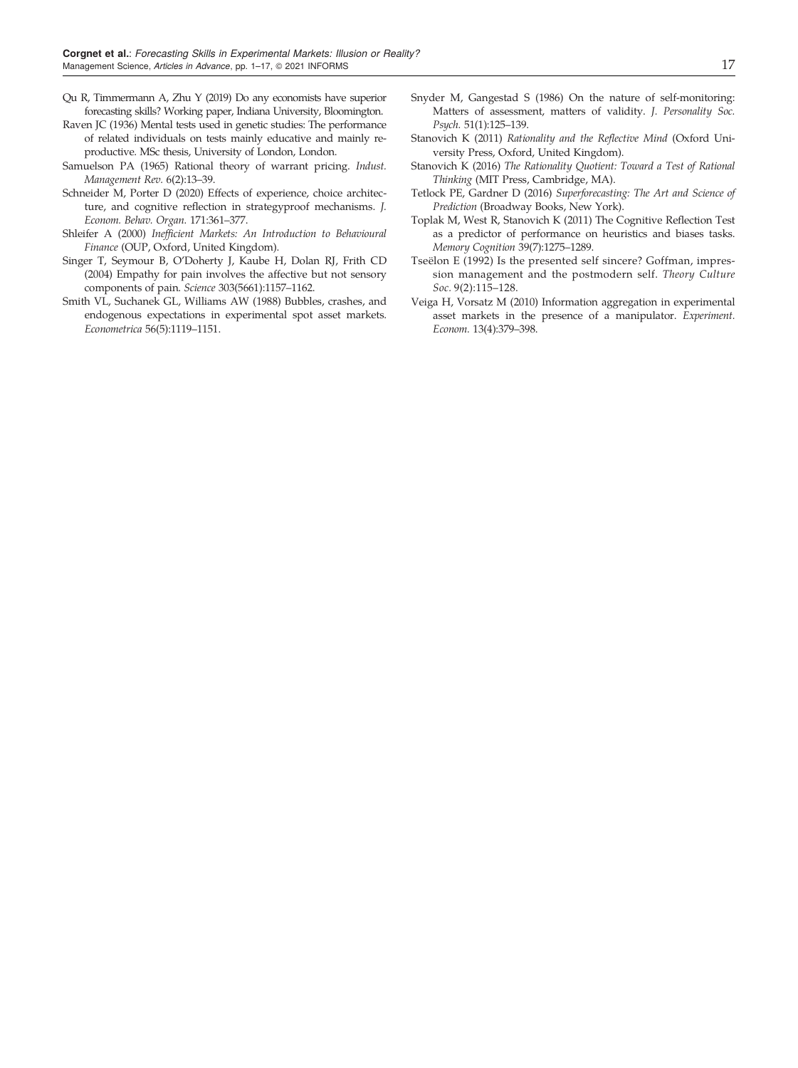Qu R, Timmermann A, Zhu Y (2019) Do any economists have superior forecasting skills? Working paper, Indiana University, Bloomington.

Raven JC (1936) Mental tests used in genetic studies: The performance of related individuals on tests mainly educative and mainly reproductive. MSc thesis, University of London, London.

Samuelson PA (1965) Rational theory of warrant pricing. *Indust. Management Rev.* 6(2):13–39.

Schneider M, Porter D (2020) Effects of experience, choice architecture, and cognitive reflection in strategyproof mechanisms. *J. Econom. Behav. Organ.* 171:361–377.

Shleifer A (2000) *Inefficient Markets: An Introduction to Behavioural Finance* (OUP, Oxford, United Kingdom).

Singer T, Seymour B, O'Doherty J, Kaube H, Dolan RJ, Frith CD (2004) Empathy for pain involves the affective but not sensory components of pain. *Science* 303(5661):1157–1162.

Smith VL, Suchanek GL, Williams AW (1988) Bubbles, crashes, and endogenous expectations in experimental spot asset markets. *Econometrica* 56(5):1119–1151.

Snyder M, Gangestad S (1986) On the nature of self-monitoring: Matters of assessment, matters of validity. *J. Personality Soc. Psych.* 51(1):125–139.

Stanovich K (2011) *Rationality and the Reflective Mind* (Oxford University Press, Oxford, United Kingdom).

Stanovich K (2016) *The Rationality Quotient: Toward a Test of Rational Thinking* (MIT Press, Cambridge, MA).

Tetlock PE, Gardner D (2016) *Superforecasting: The Art and Science of Prediction* (Broadway Books, New York).

Toplak M, West R, Stanovich K (2011) The Cognitive Reflection Test as a predictor of performance on heuristics and biases tasks. *Memory Cognition* 39(7):1275–1289.

Tseëlon E (1992) Is the presented self sincere? Goffman, impression management and the postmodern self. *Theory Culture Soc*. 9(2):115–128.

Veiga H, Vorsatz M (2010) Information aggregation in experimental asset markets in the presence of a manipulator. *Experiment. Econom.* 13(4):379–398.